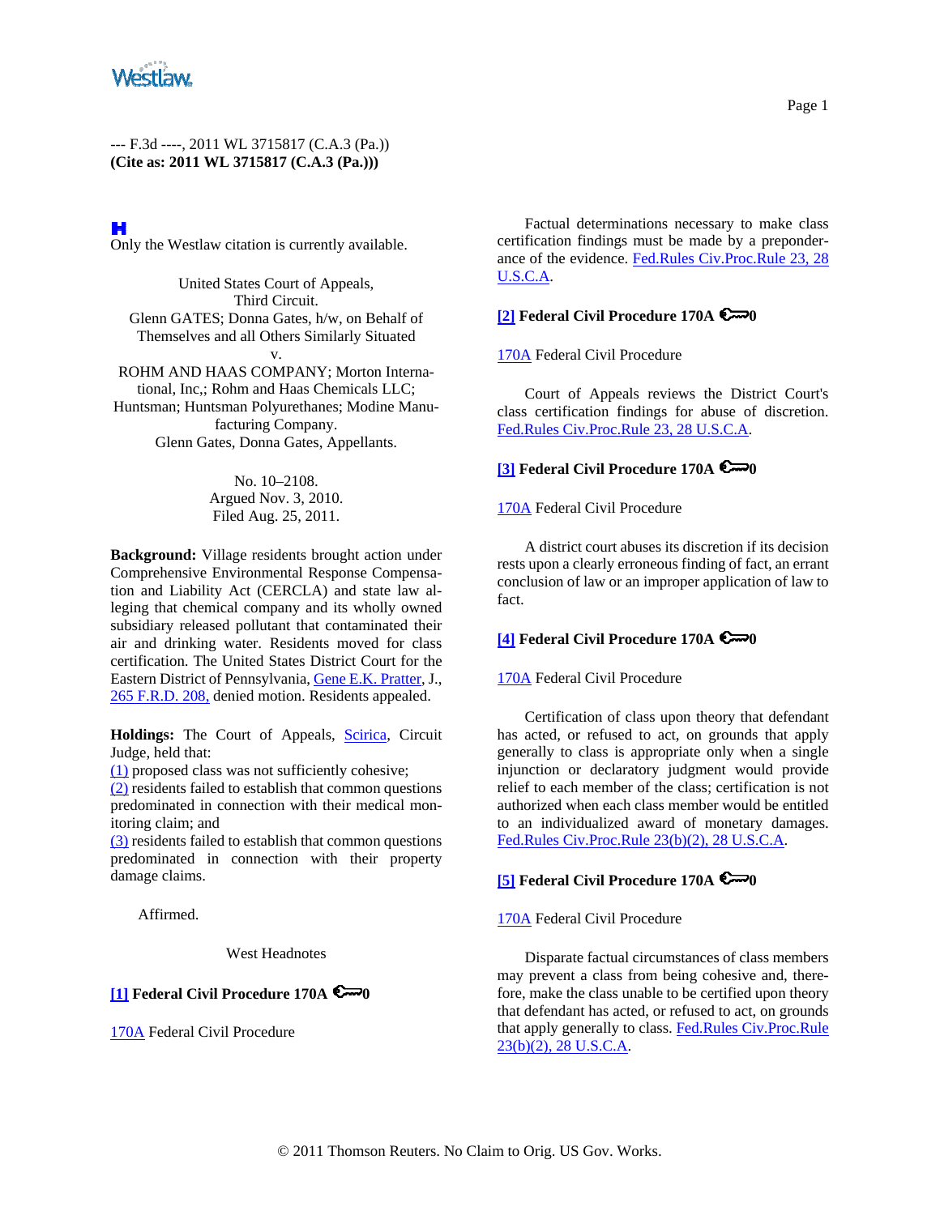--- F.3d ----, 2011 WL 3715817 (C.A.3 (Pa.))
**(Cite as: 2011 WL 3715817 (C.A.3 (Pa.)))**

Only the Westlaw citation is currently available.

United States Court of Appeals,
Third Circuit.
Glenn GATES; Donna Gates, h/w, on Behalf of Themselves and all Others Similarly Situated
v.
ROHM AND HAAS COMPANY; Morton International, Inc,; Rohm and Haas Chemicals LLC; Huntsman; Huntsman Polyurethanes; Modine Manufacturing Company.
Glenn Gates, Donna Gates, Appellants.

No. 10–2108.
Argued Nov. 3, 2010.
Filed Aug. 25, 2011.

**Background:** Village residents brought action under Comprehensive Environmental Response Compensation and Liability Act (CERCLA) and state law alleging that chemical company and its wholly owned subsidiary released pollutant that contaminated their air and drinking water. Residents moved for class certification. The United States District Court for the Eastern District of Pennsylvania, Gene E.K. Pratter, J., 265 F.R.D. 208, denied motion. Residents appealed.

**Holdings:** The Court of Appeals, Scirica, Circuit Judge, held that:
(1) proposed class was not sufficiently cohesive;
(2) residents failed to establish that common questions predominated in connection with their medical monitoring claim; and
(3) residents failed to establish that common questions predominated in connection with their property damage claims.

Affirmed.

West Headnotes

**[1] Federal Civil Procedure 170A 0**

170A Federal Civil Procedure

Factual determinations necessary to make class certification findings must be made by a preponderance of the evidence. Fed.Rules Civ.Proc.Rule 23, 28 U.S.C.A.

**[2] Federal Civil Procedure 170A 0**

170A Federal Civil Procedure

Court of Appeals reviews the District Court's class certification findings for abuse of discretion. Fed.Rules Civ.Proc.Rule 23, 28 U.S.C.A.

**[3] Federal Civil Procedure 170A 0**

170A Federal Civil Procedure

A district court abuses its discretion if its decision rests upon a clearly erroneous finding of fact, an errant conclusion of law or an improper application of law to fact.

**[4] Federal Civil Procedure 170A 0**

170A Federal Civil Procedure

Certification of class upon theory that defendant has acted, or refused to act, on grounds that apply generally to class is appropriate only when a single injunction or declaratory judgment would provide relief to each member of the class; certification is not authorized when each class member would be entitled to an individualized award of monetary damages. Fed.Rules Civ.Proc.Rule 23(b)(2), 28 U.S.C.A.

**[5] Federal Civil Procedure 170A 0**

170A Federal Civil Procedure

Disparate factual circumstances of class members may prevent a class from being cohesive and, therefore, make the class unable to be certified upon theory that defendant has acted, or refused to act, on grounds that apply generally to class. Fed.Rules Civ.Proc.Rule 23(b)(2), 28 U.S.C.A.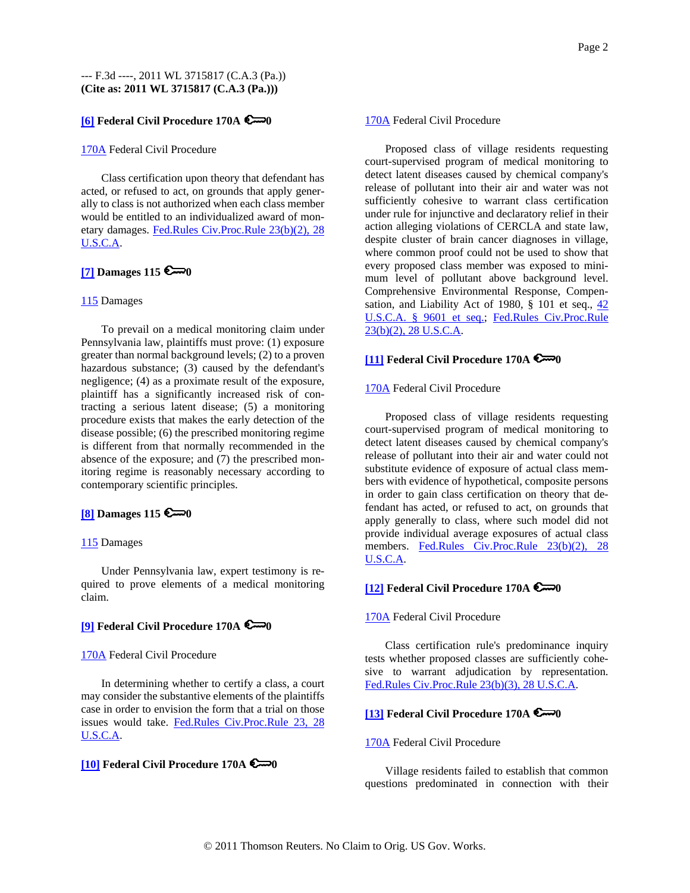--- F.3d ----, 2011 WL 3715817 (C.A.3 (Pa.))
**(Cite as: 2011 WL 3715817 (C.A.3 (Pa.)))**

**[6] Federal Civil Procedure 170A 0**

170A Federal Civil Procedure

Class certification upon theory that defendant has acted, or refused to act, on grounds that apply generally to class is not authorized when each class member would be entitled to an individualized award of monetary damages. Fed.Rules Civ.Proc.Rule 23(b)(2), 28 U.S.C.A.

**[7] Damages 115 0**

115 Damages

To prevail on a medical monitoring claim under Pennsylvania law, plaintiffs must prove: (1) exposure greater than normal background levels; (2) to a proven hazardous substance; (3) caused by the defendant's negligence; (4) as a proximate result of the exposure, plaintiff has a significantly increased risk of contracting a serious latent disease; (5) a monitoring procedure exists that makes the early detection of the disease possible; (6) the prescribed monitoring regime is different from that normally recommended in the absence of the exposure; and (7) the prescribed monitoring regime is reasonably necessary according to contemporary scientific principles.

**[8] Damages 115 0**

115 Damages

Under Pennsylvania law, expert testimony is required to prove elements of a medical monitoring claim.

**[9] Federal Civil Procedure 170A 0**

170A Federal Civil Procedure

In determining whether to certify a class, a court may consider the substantive elements of the plaintiffs case in order to envision the form that a trial on those issues would take. Fed.Rules Civ.Proc.Rule 23, 28 U.S.C.A.

**[10] Federal Civil Procedure 170A 0**

170A Federal Civil Procedure

Proposed class of village residents requesting court-supervised program of medical monitoring to detect latent diseases caused by chemical company's release of pollutant into their air and water was not sufficiently cohesive to warrant class certification under rule for injunctive and declaratory relief in their action alleging violations of CERCLA and state law, despite cluster of brain cancer diagnoses in village, where common proof could not be used to show that every proposed class member was exposed to minimum level of pollutant above background level. Comprehensive Environmental Response, Compensation, and Liability Act of 1980, § 101 et seq., 42 U.S.C.A. § 9601 et seq.; Fed.Rules Civ.Proc.Rule 23(b)(2), 28 U.S.C.A.

**[11] Federal Civil Procedure 170A 0**

170A Federal Civil Procedure

Proposed class of village residents requesting court-supervised program of medical monitoring to detect latent diseases caused by chemical company's release of pollutant into their air and water could not substitute evidence of exposure of actual class members with evidence of hypothetical, composite persons in order to gain class certification on theory that defendant has acted, or refused to act, on grounds that apply generally to class, where such model did not provide individual average exposures of actual class members. Fed.Rules Civ.Proc.Rule 23(b)(2), 28 U.S.C.A.

**[12] Federal Civil Procedure 170A 0**

170A Federal Civil Procedure

Class certification rule's predominance inquiry tests whether proposed classes are sufficiently cohesive to warrant adjudication by representation. Fed.Rules Civ.Proc.Rule 23(b)(3), 28 U.S.C.A.

**[13] Federal Civil Procedure 170A 0**

170A Federal Civil Procedure

Village residents failed to establish that common questions predominated in connection with their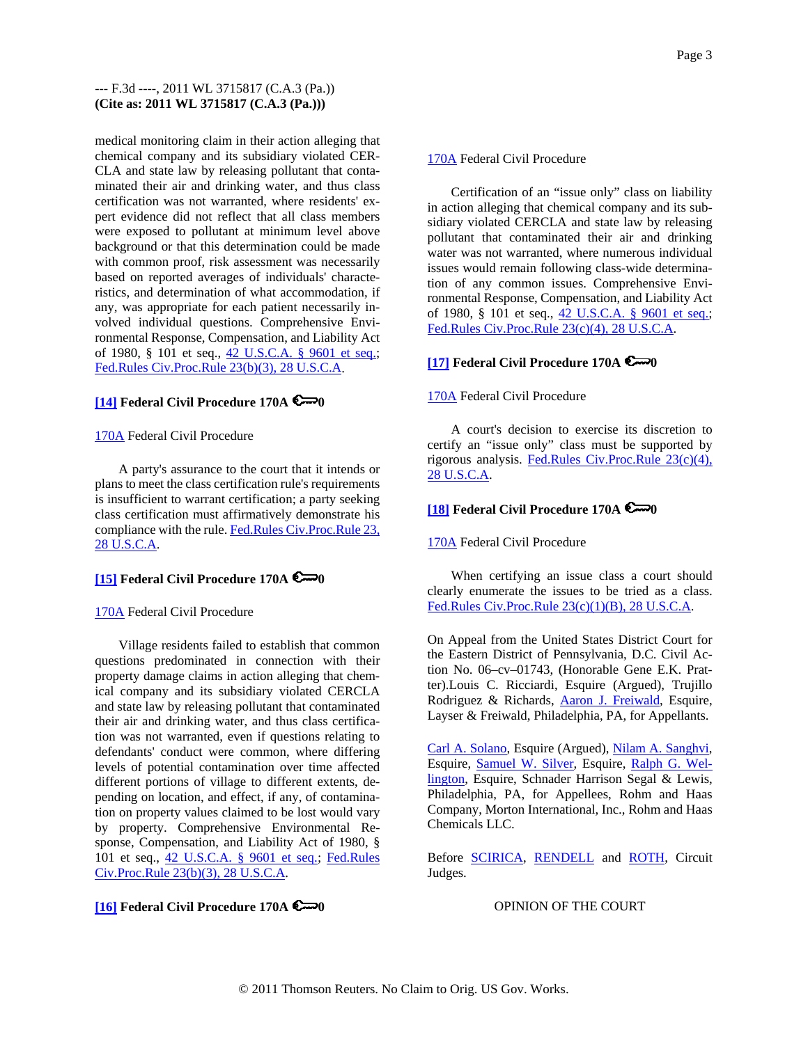medical monitoring claim in their action alleging that chemical company and its subsidiary violated CERCLA and state law by releasing pollutant that contaminated their air and drinking water, and thus class certification was not warranted, where residents' expert evidence did not reflect that all class members were exposed to pollutant at minimum level above background or that this determination could be made with common proof, risk assessment was necessarily based on reported averages of individuals' characteristics, and determination of what accommodation, if any, was appropriate for each patient necessarily involved individual questions. Comprehensive Environmental Response, Compensation, and Liability Act of 1980, § 101 et seq., 42 U.S.C.A. § 9601 et seq.; Fed.Rules Civ.Proc.Rule 23(b)(3), 28 U.S.C.A.

**[14] Federal Civil Procedure 170A 0**

170A Federal Civil Procedure

A party's assurance to the court that it intends or plans to meet the class certification rule's requirements is insufficient to warrant certification; a party seeking class certification must affirmatively demonstrate his compliance with the rule. Fed.Rules Civ.Proc.Rule 23, 28 U.S.C.A.

**[15] Federal Civil Procedure 170A 0**

170A Federal Civil Procedure

Village residents failed to establish that common questions predominated in connection with their property damage claims in action alleging that chemical company and its subsidiary violated CERCLA and state law by releasing pollutant that contaminated their air and drinking water, and thus class certification was not warranted, even if questions relating to defendants' conduct were common, where differing levels of potential contamination over time affected different portions of village to different extents, depending on location, and effect, if any, of contamination on property values claimed to be lost would vary by property. Comprehensive Environmental Response, Compensation, and Liability Act of 1980, § 101 et seq., 42 U.S.C.A. § 9601 et seq.; Fed.Rules Civ.Proc.Rule 23(b)(3), 28 U.S.C.A.

**[16] Federal Civil Procedure 170A 0**

170A Federal Civil Procedure

Certification of an "issue only" class on liability in action alleging that chemical company and its subsidiary violated CERCLA and state law by releasing pollutant that contaminated their air and drinking water was not warranted, where numerous individual issues would remain following class-wide determination of any common issues. Comprehensive Environmental Response, Compensation, and Liability Act of 1980, § 101 et seq., 42 U.S.C.A. § 9601 et seq.; Fed.Rules Civ.Proc.Rule 23(c)(4), 28 U.S.C.A.

**[17] Federal Civil Procedure 170A 0**

170A Federal Civil Procedure

A court's decision to exercise its discretion to certify an "issue only" class must be supported by rigorous analysis. Fed.Rules Civ.Proc.Rule 23(c)(4), 28 U.S.C.A.

**[18] Federal Civil Procedure 170A 0**

170A Federal Civil Procedure

When certifying an issue class a court should clearly enumerate the issues to be tried as a class. Fed.Rules Civ.Proc.Rule 23(c)(1)(B), 28 U.S.C.A.

On Appeal from the United States District Court for the Eastern District of Pennsylvania, D.C. Civil Action No. 06–cv–01743, (Honorable Gene E.K. Pratter).Louis C. Ricciardi, Esquire (Argued), Trujillo Rodriguez & Richards, Aaron J. Freiwald, Esquire, Layser & Freiwald, Philadelphia, PA, for Appellants.

Carl A. Solano, Esquire (Argued), Nilam A. Sanghvi, Esquire, Samuel W. Silver, Esquire, Ralph G. Wellington, Esquire, Schnader Harrison Segal & Lewis, Philadelphia, PA, for Appellees, Rohm and Haas Company, Morton International, Inc., Rohm and Haas Chemicals LLC.

Before SCIRICA, RENDELL and ROTH, Circuit Judges.

OPINION OF THE COURT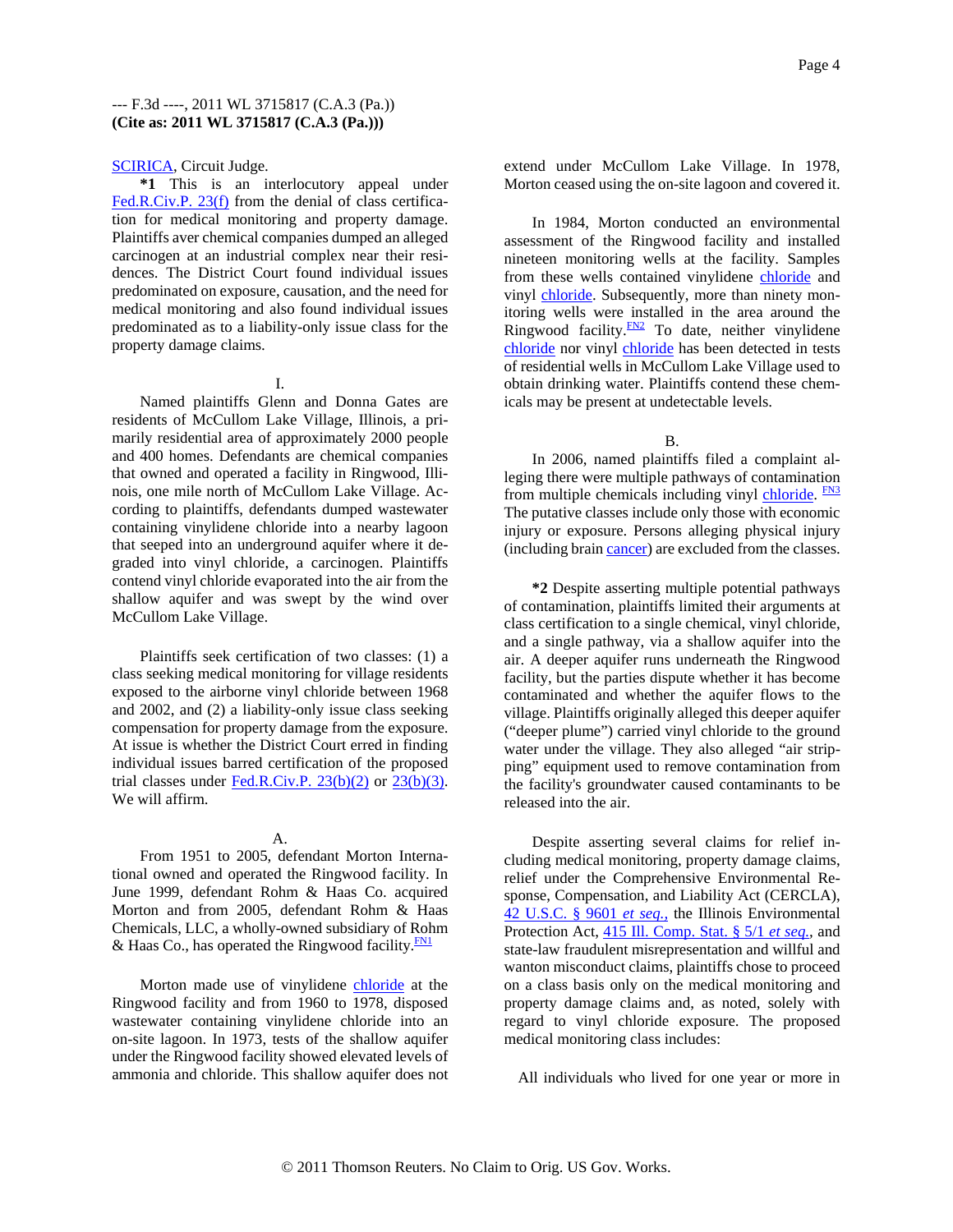SCIRICA, Circuit Judge.

**\*1** This is an interlocutory appeal under Fed.R.Civ.P. 23(f) from the denial of class certification for medical monitoring and property damage. Plaintiffs aver chemical companies dumped an alleged carcinogen at an industrial complex near their residences. The District Court found individual issues predominated on exposure, causation, and the need for medical monitoring and also found individual issues predominated as to a liability-only issue class for the property damage claims.

I.

Named plaintiffs Glenn and Donna Gates are residents of McCullom Lake Village, Illinois, a primarily residential area of approximately 2000 people and 400 homes. Defendants are chemical companies that owned and operated a facility in Ringwood, Illinois, one mile north of McCullom Lake Village. According to plaintiffs, defendants dumped wastewater containing vinylidene chloride into a nearby lagoon that seeped into an underground aquifer where it degraded into vinyl chloride, a carcinogen. Plaintiffs contend vinyl chloride evaporated into the air from the shallow aquifer and was swept by the wind over McCullom Lake Village.

Plaintiffs seek certification of two classes: (1) a class seeking medical monitoring for village residents exposed to the airborne vinyl chloride between 1968 and 2002, and (2) a liability-only issue class seeking compensation for property damage from the exposure. At issue is whether the District Court erred in finding individual issues barred certification of the proposed trial classes under Fed.R.Civ.P. 23(b)(2) or 23(b)(3). We will affirm.

A.

From 1951 to 2005, defendant Morton International owned and operated the Ringwood facility. In June 1999, defendant Rohm & Haas Co. acquired Morton and from 2005, defendant Rohm & Haas Chemicals, LLC, a wholly-owned subsidiary of Rohm & Haas Co., has operated the Ringwood facility.[FN1]

Morton made use of vinylidene chloride at the Ringwood facility and from 1960 to 1978, disposed wastewater containing vinylidene chloride into an on-site lagoon. In 1973, tests of the shallow aquifer under the Ringwood facility showed elevated levels of ammonia and chloride. This shallow aquifer does not extend under McCullom Lake Village. In 1978, Morton ceased using the on-site lagoon and covered it.

In 1984, Morton conducted an environmental assessment of the Ringwood facility and installed nineteen monitoring wells at the facility. Samples from these wells contained vinylidene chloride and vinyl chloride. Subsequently, more than ninety monitoring wells were installed in the area around the Ringwood facility.[FN2] To date, neither vinylidene chloride nor vinyl chloride has been detected in tests of residential wells in McCullom Lake Village used to obtain drinking water. Plaintiffs contend these chemicals may be present at undetectable levels.

B.

In 2006, named plaintiffs filed a complaint alleging there were multiple pathways of contamination from multiple chemicals including vinyl chloride.[FN3] The putative classes include only those with economic injury or exposure. Persons alleging physical injury (including brain cancer) are excluded from the classes.

**\*2** Despite asserting multiple potential pathways of contamination, plaintiffs limited their arguments at class certification to a single chemical, vinyl chloride, and a single pathway, via a shallow aquifer into the air. A deeper aquifer runs underneath the Ringwood facility, but the parties dispute whether it has become contaminated and whether the aquifer flows to the village. Plaintiffs originally alleged this deeper aquifer ("deeper plume") carried vinyl chloride to the ground water under the village. They also alleged "air stripping" equipment used to remove contamination from the facility's groundwater caused contaminants to be released into the air.

Despite asserting several claims for relief including medical monitoring, property damage claims, relief under the Comprehensive Environmental Response, Compensation, and Liability Act (CERCLA), 42 U.S.C. § 9601 *et seq.*, the Illinois Environmental Protection Act, 415 Ill. Comp. Stat. § 5/1 *et seq.*, and state-law fraudulent misrepresentation and willful and wanton misconduct claims, plaintiffs chose to proceed on a class basis only on the medical monitoring and property damage claims and, as noted, solely with regard to vinyl chloride exposure. The proposed medical monitoring class includes:

All individuals who lived for one year or more in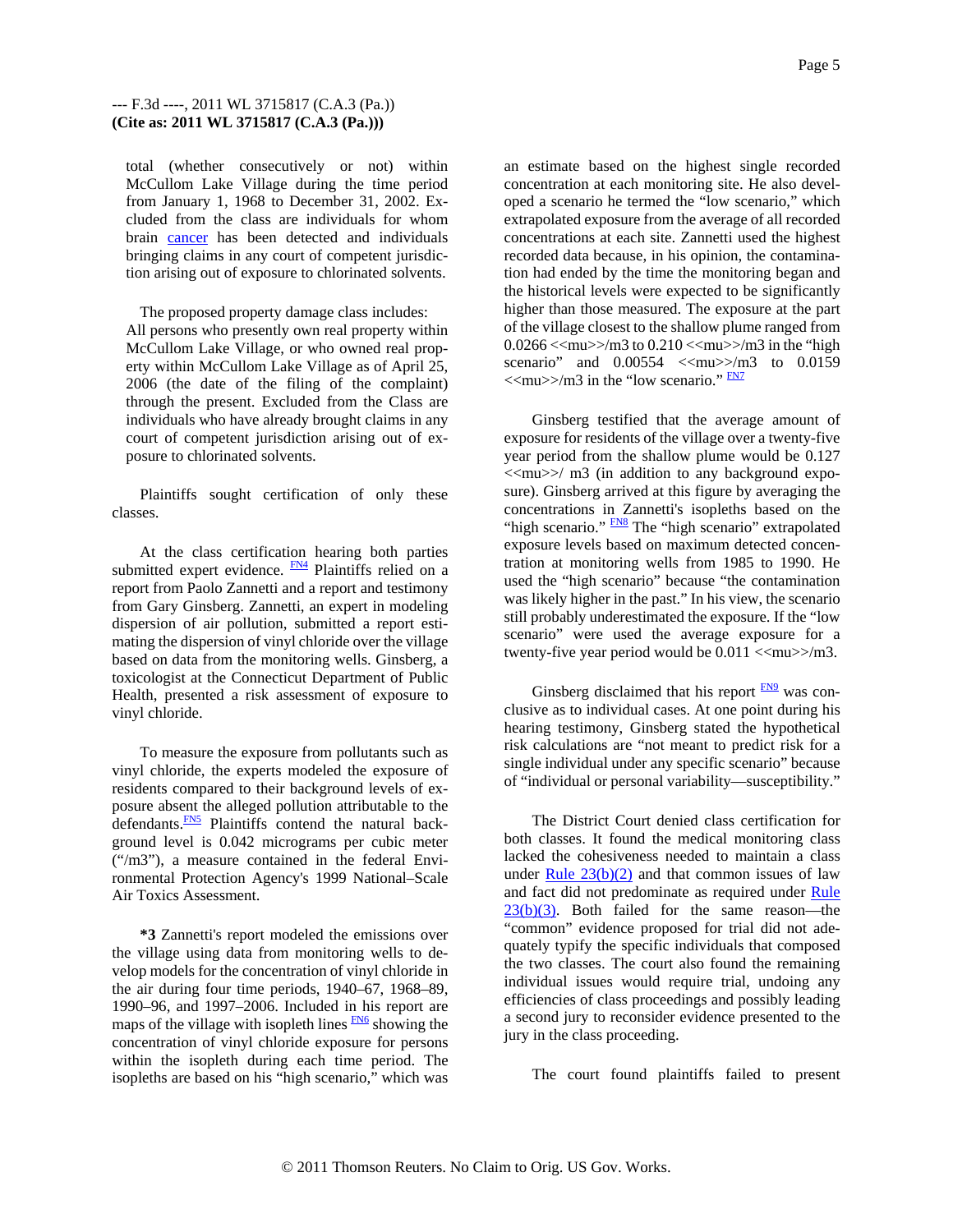total (whether consecutively or not) within McCullom Lake Village during the time period from January 1, 1968 to December 31, 2002. Excluded from the class are individuals for whom brain cancer has been detected and individuals bringing claims in any court of competent jurisdiction arising out of exposure to chlorinated solvents.

The proposed property damage class includes: All persons who presently own real property within McCullom Lake Village, or who owned real property within McCullom Lake Village as of April 25, 2006 (the date of the filing of the complaint) through the present. Excluded from the Class are individuals who have already brought claims in any court of competent jurisdiction arising out of exposure to chlorinated solvents.

Plaintiffs sought certification of only these classes.

At the class certification hearing both parties submitted expert evidence. FN4 Plaintiffs relied on a report from Paolo Zannetti and a report and testimony from Gary Ginsberg. Zannetti, an expert in modeling dispersion of air pollution, submitted a report estimating the dispersion of vinyl chloride over the village based on data from the monitoring wells. Ginsberg, a toxicologist at the Connecticut Department of Public Health, presented a risk assessment of exposure to vinyl chloride.

To measure the exposure from pollutants such as vinyl chloride, the experts modeled the exposure of residents compared to their background levels of exposure absent the alleged pollution attributable to the defendants.FN5 Plaintiffs contend the natural background level is 0.042 micrograms per cubic meter ("/m3"), a measure contained in the federal Environmental Protection Agency's 1999 National–Scale Air Toxics Assessment.

**\*3** Zannetti's report modeled the emissions over the village using data from monitoring wells to develop models for the concentration of vinyl chloride in the air during four time periods, 1940–67, 1968–89, 1990–96, and 1997–2006. Included in his report are maps of the village with isopleth lines FN6 showing the concentration of vinyl chloride exposure for persons within the isopleth during each time period. The isopleths are based on his "high scenario," which was an estimate based on the highest single recorded concentration at each monitoring site. He also developed a scenario he termed the "low scenario," which extrapolated exposure from the average of all recorded concentrations at each site. Zannetti used the highest recorded data because, in his opinion, the contamination had ended by the time the monitoring began and the historical levels were expected to be significantly higher than those measured. The exposure at the part of the village closest to the shallow plume ranged from 0.0266 <<mu>>/m3 to 0.210 <<mu>>/m3 in the "high scenario" and 0.00554 <<mu>>/m3 to 0.0159 <<mu>>/m3 in the "low scenario." FN7

Ginsberg testified that the average amount of exposure for residents of the village over a twenty-five year period from the shallow plume would be 0.127 <<mu>>/ m3 (in addition to any background exposure). Ginsberg arrived at this figure by averaging the concentrations in Zannetti's isopleths based on the "high scenario." FN8 The "high scenario" extrapolated exposure levels based on maximum detected concentration at monitoring wells from 1985 to 1990. He used the "high scenario" because "the contamination was likely higher in the past." In his view, the scenario still probably underestimated the exposure. If the "low scenario" were used the average exposure for a twenty-five year period would be 0.011 <<mu>>/m3.

Ginsberg disclaimed that his report FN9 was conclusive as to individual cases. At one point during his hearing testimony, Ginsberg stated the hypothetical risk calculations are "not meant to predict risk for a single individual under any specific scenario" because of "individual or personal variability—susceptibility."

The District Court denied class certification for both classes. It found the medical monitoring class lacked the cohesiveness needed to maintain a class under Rule 23(b)(2) and that common issues of law and fact did not predominate as required under Rule 23(b)(3). Both failed for the same reason—the "common" evidence proposed for trial did not adequately typify the specific individuals that composed the two classes. The court also found the remaining individual issues would require trial, undoing any efficiencies of class proceedings and possibly leading a second jury to reconsider evidence presented to the jury in the class proceeding.

The court found plaintiffs failed to present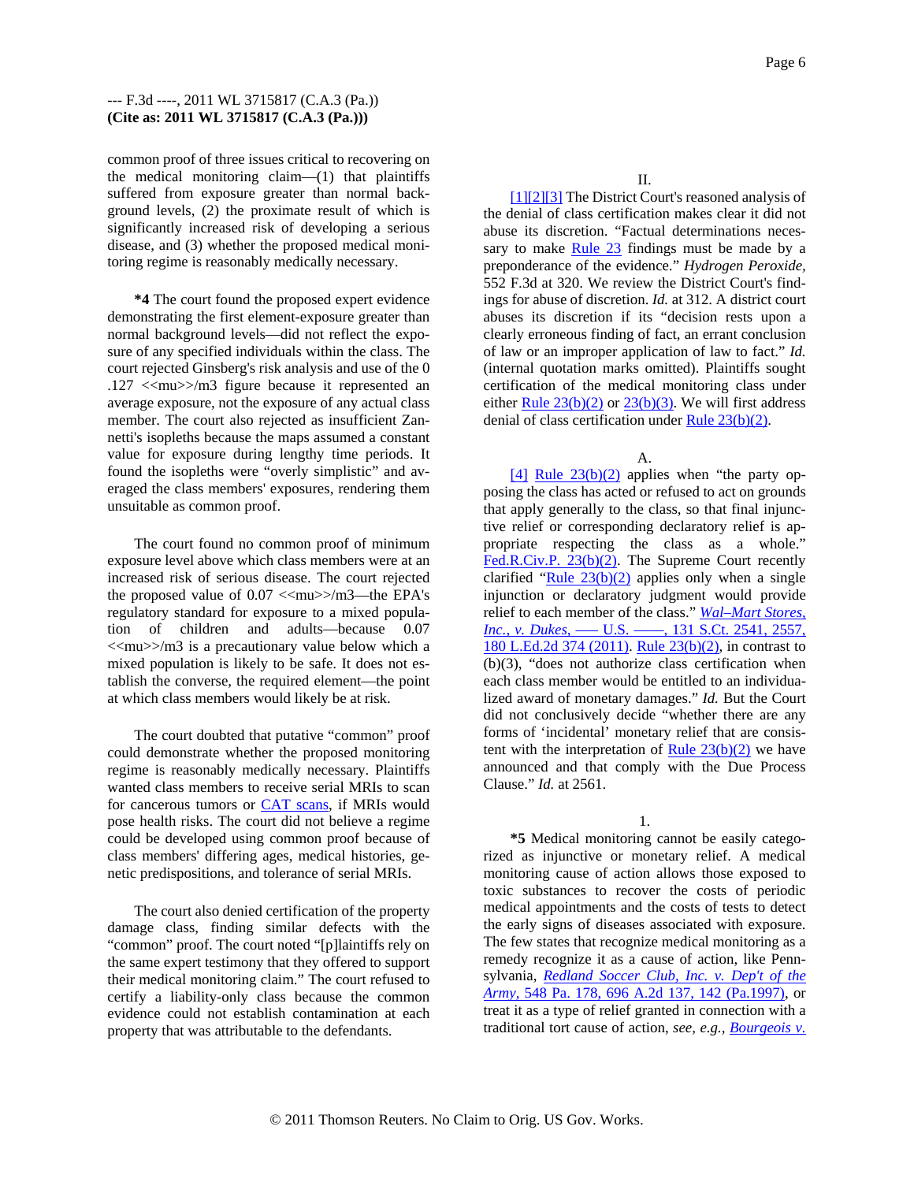common proof of three issues critical to recovering on the medical monitoring claim—(1) that plaintiffs suffered from exposure greater than normal background levels, (2) the proximate result of which is significantly increased risk of developing a serious disease, and (3) whether the proposed medical monitoring regime is reasonably medically necessary.

**\*4** The court found the proposed expert evidence demonstrating the first element-exposure greater than normal background levels—did not reflect the exposure of any specified individuals within the class. The court rejected Ginsberg's risk analysis and use of the 0 .127 <<mu>>/m3 figure because it represented an average exposure, not the exposure of any actual class member. The court also rejected as insufficient Zannetti's isopleths because the maps assumed a constant value for exposure during lengthy time periods. It found the isopleths were "overly simplistic" and averaged the class members' exposures, rendering them unsuitable as common proof.

The court found no common proof of minimum exposure level above which class members were at an increased risk of serious disease. The court rejected the proposed value of 0.07 <<mu>>/m3—the EPA's regulatory standard for exposure to a mixed population of children and adults—because 0.07 <<mu>>/m3 is a precautionary value below which a mixed population is likely to be safe. It does not establish the converse, the required element—the point at which class members would likely be at risk.

The court doubted that putative "common" proof could demonstrate whether the proposed medical monitoring regime is reasonably medically necessary. Plaintiffs wanted class members to receive serial MRIs to scan for cancerous tumors or CAT scans, if MRIs would pose health risks. The court did not believe a regime could be developed using common proof because of class members' differing ages, medical histories, genetic predispositions, and tolerance of serial MRIs.

The court also denied certification of the property damage class, finding similar defects with the "common" proof. The court noted "[p]laintiffs rely on the same expert testimony that they offered to support their medical monitoring claim." The court refused to certify a liability-only class because the common evidence could not establish contamination at each property that was attributable to the defendants.

## II.

[1][2][3] The District Court's reasoned analysis of the denial of class certification makes clear it did not abuse its discretion. "Factual determinations necessary to make Rule 23 findings must be made by a preponderance of the evidence." *Hydrogen Peroxide,* 552 F.3d at 320. We review the District Court's findings for abuse of discretion. *Id.* at 312. A district court abuses its discretion if its "decision rests upon a clearly erroneous finding of fact, an errant conclusion of law or an improper application of law to fact." *Id.* (internal quotation marks omitted). Plaintiffs sought certification of the medical monitoring class under either Rule 23(b)(2) or 23(b)(3). We will first address denial of class certification under Rule 23(b)(2).

### A.

[4] Rule 23(b)(2) applies when "the party opposing the class has acted or refused to act on grounds that apply generally to the class, so that final injunctive relief or corresponding declaratory relief is appropriate respecting the class as a whole." Fed.R.Civ.P. 23(b)(2). The Supreme Court recently clarified "Rule 23(b)(2) applies only when a single injunction or declaratory judgment would provide relief to each member of the class." *Wal–Mart Stores, Inc., v. Dukes,* ––– U.S. ––––, 131 S.Ct. 2541, 2557, 180 L.Ed.2d 374 (2011). Rule 23(b)(2), in contrast to (b)(3), "does not authorize class certification when each class member would be entitled to an individualized award of monetary damages." *Id.* But the Court did not conclusively decide "whether there are any forms of 'incidental' monetary relief that are consistent with the interpretation of Rule 23(b)(2) we have announced and that comply with the Due Process Clause." *Id.* at 2561.

#### 1.

**\*5** Medical monitoring cannot be easily categorized as injunctive or monetary relief. A medical monitoring cause of action allows those exposed to toxic substances to recover the costs of periodic medical appointments and the costs of tests to detect the early signs of diseases associated with exposure. The few states that recognize medical monitoring as a remedy recognize it as a cause of action, like Pennsylvania, *Redland Soccer Club, Inc. v. Dep't of the Army,* 548 Pa. 178, 696 A.2d 137, 142 (Pa.1997), or treat it as a type of relief granted in connection with a traditional tort cause of action, *see, e.g., Bourgeois v.*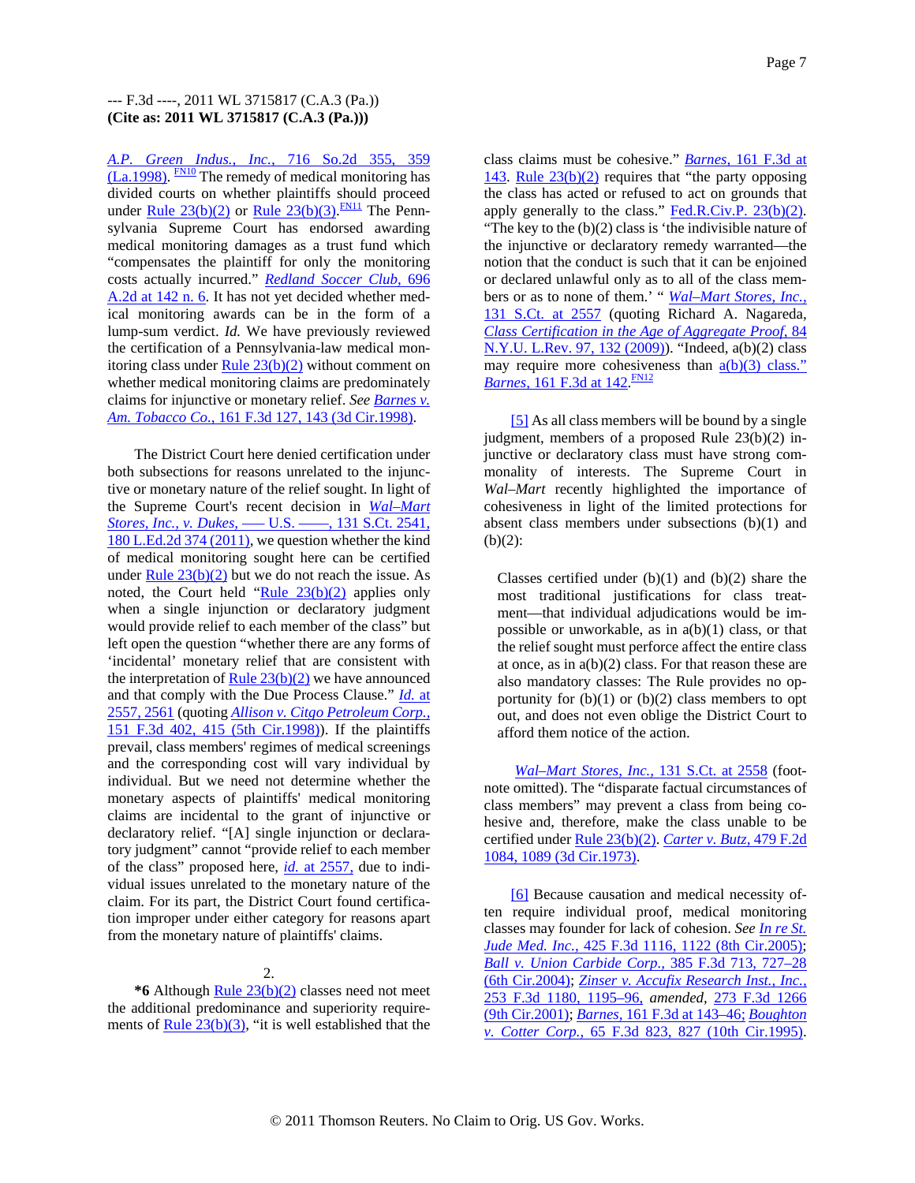*A.P. Green Indus., Inc.,* 716 So.2d 355, 359 (La.1998). [FN10] The remedy of medical monitoring has divided courts on whether plaintiffs should proceed under Rule 23(b)(2) or Rule 23(b)(3). [FN11] The Pennsylvania Supreme Court has endorsed awarding medical monitoring damages as a trust fund which "compensates the plaintiff for only the monitoring costs actually incurred." *Redland Soccer Club,* 696 A.2d at 142 n. 6. It has not yet decided whether medical monitoring awards can be in the form of a lump-sum verdict. *Id.* We have previously reviewed the certification of a Pennsylvania-law medical monitoring class under Rule 23(b)(2) without comment on whether medical monitoring claims are predominately claims for injunctive or monetary relief. *See Barnes v. Am. Tobacco Co.,* 161 F.3d 127, 143 (3d Cir.1998).

The District Court here denied certification under both subsections for reasons unrelated to the injunctive or monetary nature of the relief sought. In light of the Supreme Court's recent decision in *Wal–Mart Stores, Inc., v. Dukes,* ––– U.S. ––––, 131 S.Ct. 2541, 180 L.Ed.2d 374 (2011), we question whether the kind of medical monitoring sought here can be certified under Rule 23(b)(2) but we do not reach the issue. As noted, the Court held "Rule 23(b)(2) applies only when a single injunction or declaratory judgment would provide relief to each member of the class" but left open the question "whether there are any forms of 'incidental' monetary relief that are consistent with the interpretation of Rule 23(b)(2) we have announced and that comply with the Due Process Clause." *Id.* at 2557, 2561 (quoting *Allison v. Citgo Petroleum Corp.,* 151 F.3d 402, 415 (5th Cir.1998)). If the plaintiffs prevail, class members' regimes of medical screenings and the corresponding cost will vary individual by individual. But we need not determine whether the monetary aspects of plaintiffs' medical monitoring claims are incidental to the grant of injunctive or declaratory relief. "[A] single injunction or declaratory judgment" cannot "provide relief to each member of the class" proposed here, *id.* at 2557, due to individual issues unrelated to the monetary nature of the claim. For its part, the District Court found certification improper under either category for reasons apart from the monetary nature of plaintiffs' claims.

2.

**\*6** Although Rule 23(b)(2) classes need not meet the additional predominance and superiority requirements of Rule 23(b)(3), "it is well established that the class claims must be cohesive." *Barnes,* 161 F.3d at 143. Rule 23(b)(2) requires that "the party opposing the class has acted or refused to act on grounds that apply generally to the class." Fed.R.Civ.P. 23(b)(2). "The key to the (b)(2) class is 'the indivisible nature of the injunctive or declaratory remedy warranted—the notion that the conduct is such that it can be enjoined or declared unlawful only as to all of the class members or as to none of them.' " *Wal–Mart Stores, Inc.,* 131 S.Ct. at 2557 (quoting Richard A. Nagareda, *Class Certification in the Age of Aggregate Proof,* 84 N.Y.U. L.Rev. 97, 132 (2009)). "Indeed, a(b)(2) class may require more cohesiveness than a(b)(3) class." *Barnes,* 161 F.3d at 142. [FN12]

[5] As all class members will be bound by a single judgment, members of a proposed Rule 23(b)(2) injunctive or declaratory class must have strong commonality of interests. The Supreme Court in *Wal–Mart* recently highlighted the importance of cohesiveness in light of the limited protections for absent class members under subsections (b)(1) and (b)(2):

> Classes certified under (b)(1) and (b)(2) share the most traditional justifications for class treatment—that individual adjudications would be impossible or unworkable, as in a(b)(1) class, or that the relief sought must perforce affect the entire class at once, as in a(b)(2) class. For that reason these are also mandatory classes: The Rule provides no opportunity for (b)(1) or (b)(2) class members to opt out, and does not even oblige the District Court to afford them notice of the action.

*Wal–Mart Stores, Inc.,* 131 S.Ct. at 2558 (footnote omitted). The "disparate factual circumstances of class members" may prevent a class from being cohesive and, therefore, make the class unable to be certified under Rule 23(b)(2). *Carter v. Butz,* 479 F.2d 1084, 1089 (3d Cir.1973).

[6] Because causation and medical necessity often require individual proof, medical monitoring classes may founder for lack of cohesion. *See In re St. Jude Med. Inc.,* 425 F.3d 1116, 1122 (8th Cir.2005); *Ball v. Union Carbide Corp.,* 385 F.3d 713, 727–28 (6th Cir.2004); *Zinser v. Accufix Research Inst., Inc.,* 253 F.3d 1180, 1195–96, *amended,* 273 F.3d 1266 (9th Cir.2001); *Barnes,* 161 F.3d at 143–46; *Boughton v. Cotter Corp.,* 65 F.3d 823, 827 (10th Cir.1995).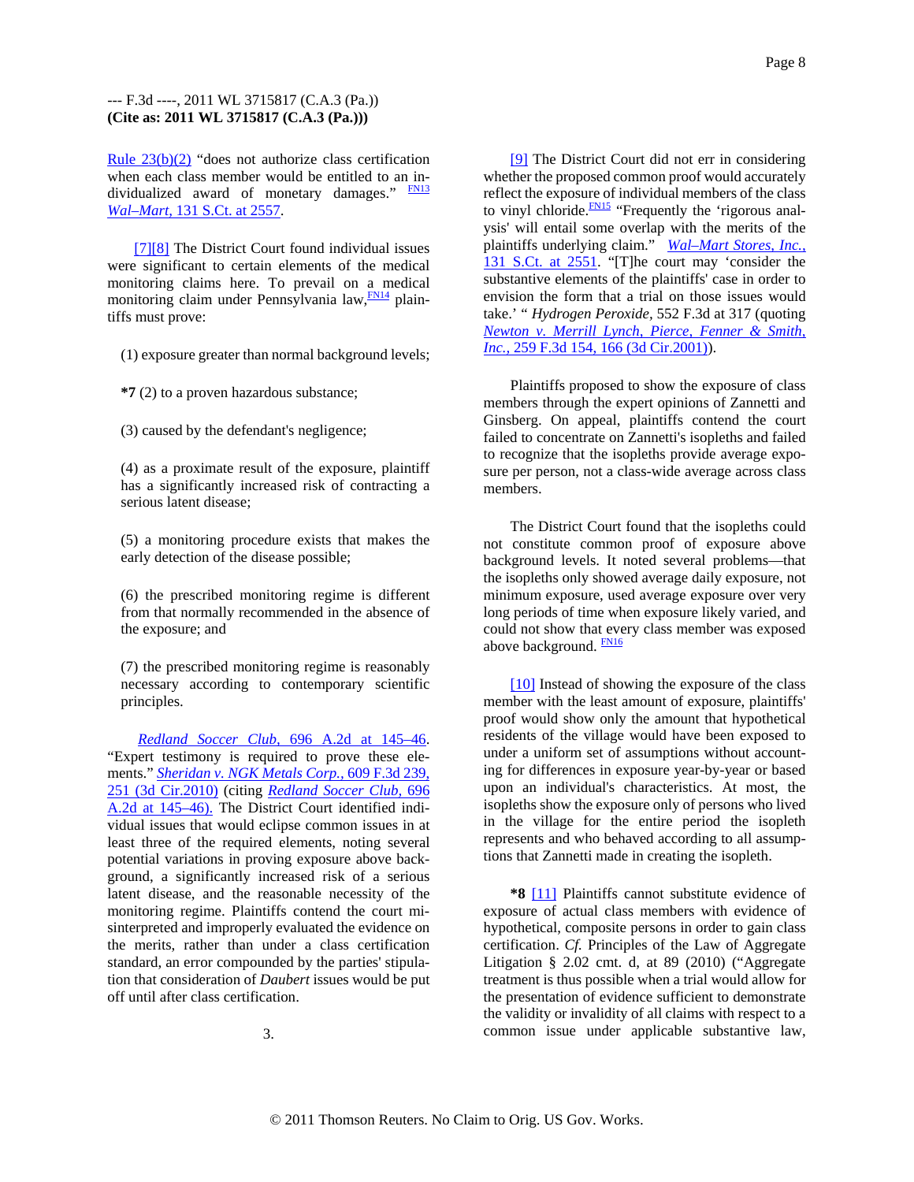Rule 23(b)(2) "does not authorize class certification when each class member would be entitled to an individualized award of monetary damages." FN13 *Wal–Mart,* 131 S.Ct. at 2557.

[7][8] The District Court found individual issues were significant to certain elements of the medical monitoring claims here. To prevail on a medical monitoring claim under Pennsylvania law,FN14 plaintiffs must prove:

(1) exposure greater than normal background levels;

**\*7** (2) to a proven hazardous substance;

(3) caused by the defendant's negligence;

(4) as a proximate result of the exposure, plaintiff has a significantly increased risk of contracting a serious latent disease;

(5) a monitoring procedure exists that makes the early detection of the disease possible;

(6) the prescribed monitoring regime is different from that normally recommended in the absence of the exposure; and

(7) the prescribed monitoring regime is reasonably necessary according to contemporary scientific principles.

*Redland Soccer Club,* 696 A.2d at 145–46. "Expert testimony is required to prove these elements." *Sheridan v. NGK Metals Corp.,* 609 F.3d 239, 251 (3d Cir.2010) (citing *Redland Soccer Club,* 696 A.2d at 145–46). The District Court identified individual issues that would eclipse common issues in at least three of the required elements, noting several potential variations in proving exposure above background, a significantly increased risk of a serious latent disease, and the reasonable necessity of the monitoring regime. Plaintiffs contend the court misinterpreted and improperly evaluated the evidence on the merits, rather than under a class certification standard, an error compounded by the parties' stipulation that consideration of *Daubert* issues would be put off until after class certification.

3.

[9] The District Court did not err in considering whether the proposed common proof would accurately reflect the exposure of individual members of the class to vinyl chloride.FN15 "Frequently the 'rigorous analysis' will entail some overlap with the merits of the plaintiffs underlying claim." *Wal–Mart Stores, Inc.,* 131 S.Ct. at 2551. "[T]he court may 'consider the substantive elements of the plaintiffs' case in order to envision the form that a trial on those issues would take.' " *Hydrogen Peroxide,* 552 F.3d at 317 (quoting *Newton v. Merrill Lynch, Pierce, Fenner & Smith, Inc.,* 259 F.3d 154, 166 (3d Cir.2001)).

Plaintiffs proposed to show the exposure of class members through the expert opinions of Zannetti and Ginsberg. On appeal, plaintiffs contend the court failed to concentrate on Zannetti's isopleths and failed to recognize that the isopleths provide average exposure per person, not a class-wide average across class members.

The District Court found that the isopleths could not constitute common proof of exposure above background levels. It noted several problems—that the isopleths only showed average daily exposure, not minimum exposure, used average exposure over very long periods of time when exposure likely varied, and could not show that every class member was exposed above background. FN16

[10] Instead of showing the exposure of the class member with the least amount of exposure, plaintiffs' proof would show only the amount that hypothetical residents of the village would have been exposed to under a uniform set of assumptions without accounting for differences in exposure year-by-year or based upon an individual's characteristics. At most, the isopleths show the exposure only of persons who lived in the village for the entire period the isopleth represents and who behaved according to all assumptions that Zannetti made in creating the isopleth.

**\*8** [11] Plaintiffs cannot substitute evidence of exposure of actual class members with evidence of hypothetical, composite persons in order to gain class certification. *Cf.* Principles of the Law of Aggregate Litigation § 2.02 cmt. d, at 89 (2010) ("Aggregate treatment is thus possible when a trial would allow for the presentation of evidence sufficient to demonstrate the validity or invalidity of all claims with respect to a common issue under applicable substantive law,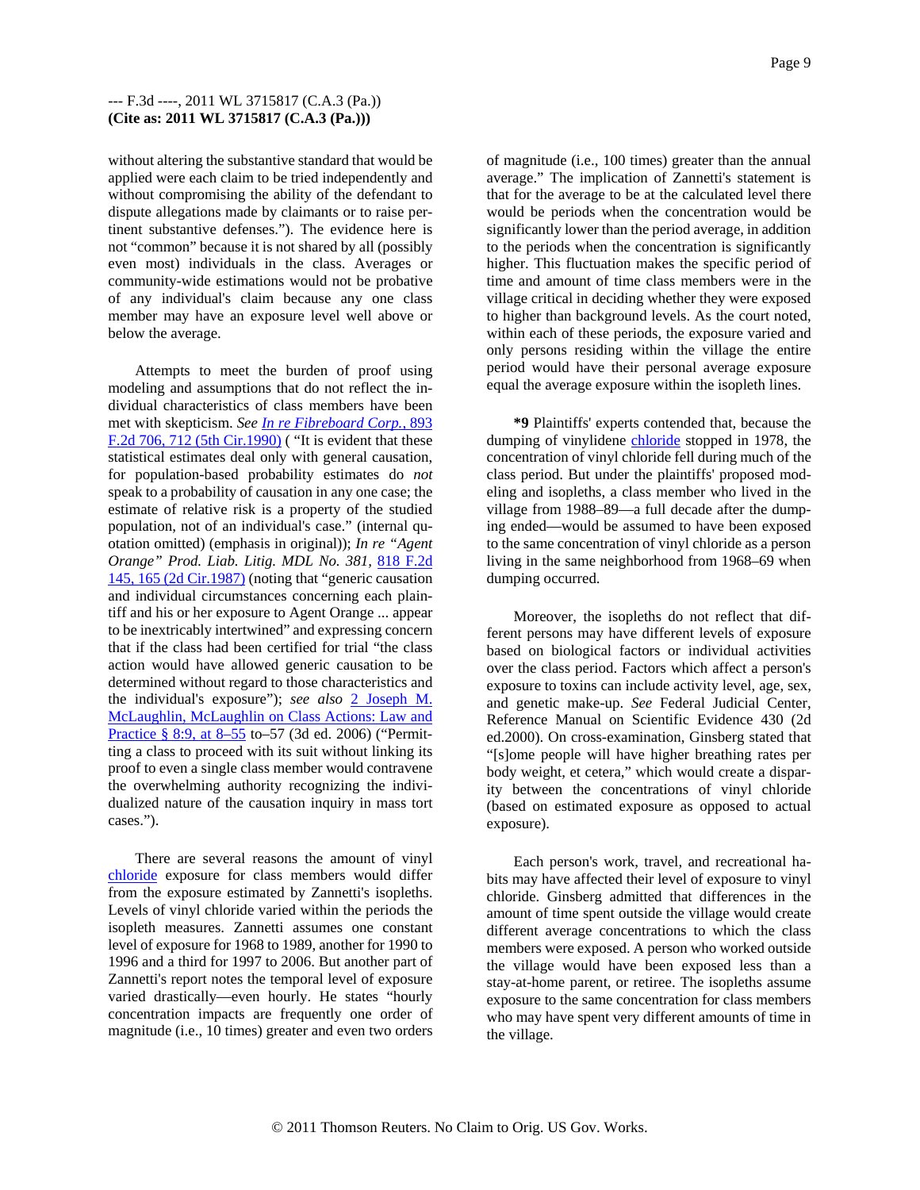without altering the substantive standard that would be applied were each claim to be tried independently and without compromising the ability of the defendant to dispute allegations made by claimants or to raise pertinent substantive defenses."). The evidence here is not "common" because it is not shared by all (possibly even most) individuals in the class. Averages or community-wide estimations would not be probative of any individual's claim because any one class member may have an exposure level well above or below the average.

Attempts to meet the burden of proof using modeling and assumptions that do not reflect the individual characteristics of class members have been met with skepticism. *See In re Fibreboard Corp.*, 893 F.2d 706, 712 (5th Cir.1990) ( "It is evident that these statistical estimates deal only with general causation, for population-based probability estimates do *not* speak to a probability of causation in any one case; the estimate of relative risk is a property of the studied population, not of an individual's case." (internal quotation omitted) (emphasis in original)); *In re "Agent Orange" Prod. Liab. Litig. MDL No. 381*, 818 F.2d 145, 165 (2d Cir.1987) (noting that "generic causation and individual circumstances concerning each plaintiff and his or her exposure to Agent Orange ... appear to be inextricably intertwined" and expressing concern that if the class had been certified for trial "the class action would have allowed generic causation to be determined without regard to those characteristics and the individual's exposure"); *see also* 2 Joseph M. McLaughlin, McLaughlin on Class Actions: Law and Practice § 8:9, at 8–55 to–57 (3d ed. 2006) ("Permitting a class to proceed with its suit without linking its proof to even a single class member would contravene the overwhelming authority recognizing the individualized nature of the causation inquiry in mass tort cases.").

There are several reasons the amount of vinyl chloride exposure for class members would differ from the exposure estimated by Zannetti's isopleths. Levels of vinyl chloride varied within the periods the isopleth measures. Zannetti assumes one constant level of exposure for 1968 to 1989, another for 1990 to 1996 and a third for 1997 to 2006. But another part of Zannetti's report notes the temporal level of exposure varied drastically—even hourly. He states "hourly concentration impacts are frequently one order of magnitude (i.e., 10 times) greater and even two orders of magnitude (i.e., 100 times) greater than the annual average." The implication of Zannetti's statement is that for the average to be at the calculated level there would be periods when the concentration would be significantly lower than the period average, in addition to the periods when the concentration is significantly higher. This fluctuation makes the specific period of time and amount of time class members were in the village critical in deciding whether they were exposed to higher than background levels. As the court noted, within each of these periods, the exposure varied and only persons residing within the village the entire period would have their personal average exposure equal the average exposure within the isopleth lines.

**\*9** Plaintiffs' experts contended that, because the dumping of vinylidene chloride stopped in 1978, the concentration of vinyl chloride fell during much of the class period. But under the plaintiffs' proposed modeling and isopleths, a class member who lived in the village from 1988–89—a full decade after the dumping ended—would be assumed to have been exposed to the same concentration of vinyl chloride as a person living in the same neighborhood from 1968–69 when dumping occurred.

Moreover, the isopleths do not reflect that different persons may have different levels of exposure based on biological factors or individual activities over the class period. Factors which affect a person's exposure to toxins can include activity level, age, sex, and genetic make-up. *See* Federal Judicial Center, Reference Manual on Scientific Evidence 430 (2d ed.2000). On cross-examination, Ginsberg stated that "[s]ome people will have higher breathing rates per body weight, et cetera," which would create a disparity between the concentrations of vinyl chloride (based on estimated exposure as opposed to actual exposure).

Each person's work, travel, and recreational habits may have affected their level of exposure to vinyl chloride. Ginsberg admitted that differences in the amount of time spent outside the village would create different average concentrations to which the class members were exposed. A person who worked outside the village would have been exposed less than a stay-at-home parent, or retiree. The isopleths assume exposure to the same concentration for class members who may have spent very different amounts of time in the village.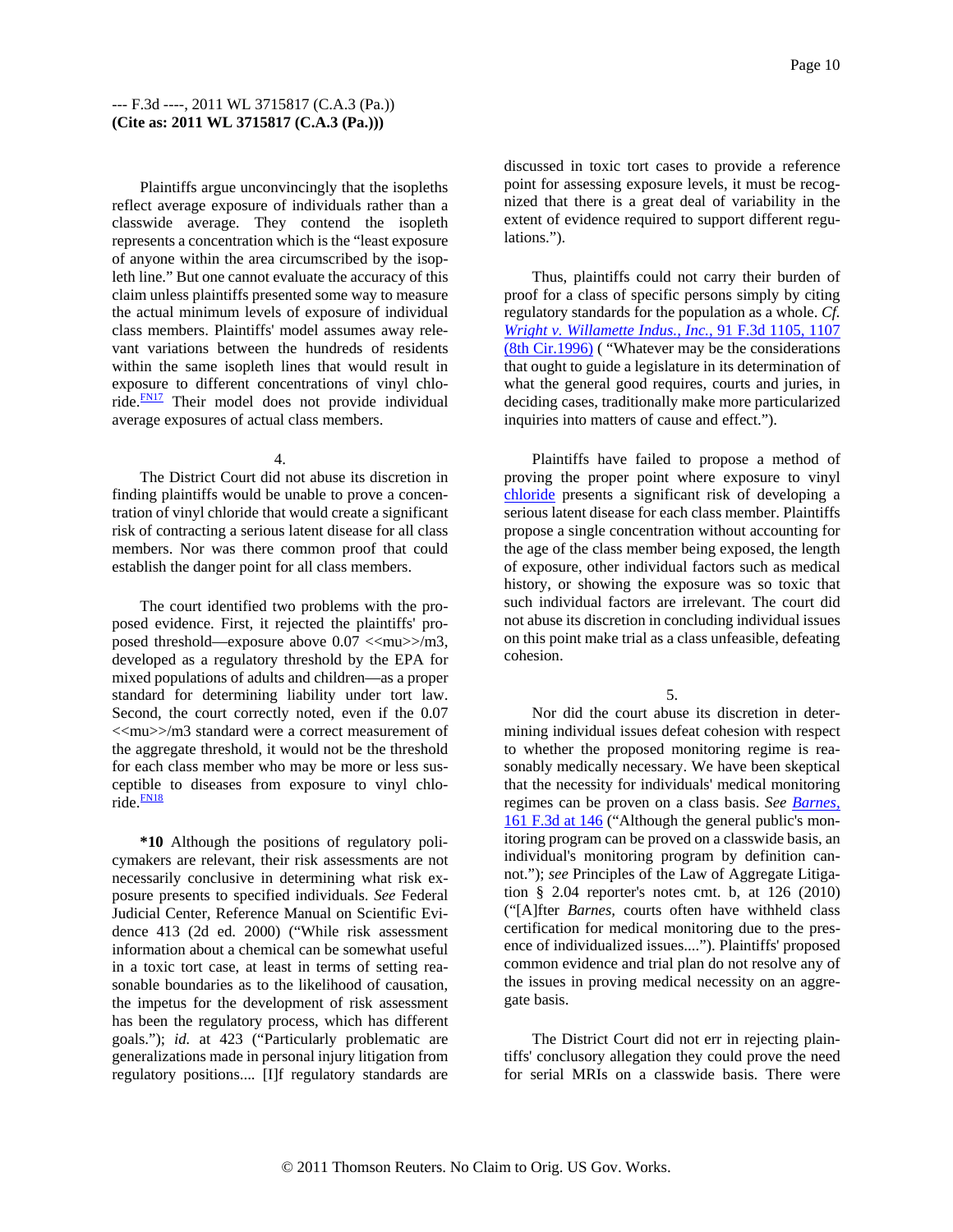Plaintiffs argue unconvincingly that the isopleths reflect average exposure of individuals rather than a classwide average. They contend the isopleth represents a concentration which is the "least exposure of anyone within the area circumscribed by the isopleth line." But one cannot evaluate the accuracy of this claim unless plaintiffs presented some way to measure the actual minimum levels of exposure of individual class members. Plaintiffs' model assumes away relevant variations between the hundreds of residents within the same isopleth lines that would result in exposure to different concentrations of vinyl chloride.[FN17] Their model does not provide individual average exposures of actual class members.

4.

The District Court did not abuse its discretion in finding plaintiffs would be unable to prove a concentration of vinyl chloride that would create a significant risk of contracting a serious latent disease for all class members. Nor was there common proof that could establish the danger point for all class members.

The court identified two problems with the proposed evidence. First, it rejected the plaintiffs' proposed threshold—exposure above 0.07 <<mu>>/m3, developed as a regulatory threshold by the EPA for mixed populations of adults and children—as a proper standard for determining liability under tort law. Second, the court correctly noted, even if the 0.07 <<mu>>/m3 standard were a correct measurement of the aggregate threshold, it would not be the threshold for each class member who may be more or less susceptible to diseases from exposure to vinyl chloride.[FN18]

**\*10** Although the positions of regulatory policymakers are relevant, their risk assessments are not necessarily conclusive in determining what risk exposure presents to specified individuals. *See* Federal Judicial Center, Reference Manual on Scientific Evidence 413 (2d ed. 2000) ("While risk assessment information about a chemical can be somewhat useful in a toxic tort case, at least in terms of setting reasonable boundaries as to the likelihood of causation, the impetus for the development of risk assessment has been the regulatory process, which has different goals."); *id.* at 423 ("Particularly problematic are generalizations made in personal injury litigation from regulatory positions.... [I]f regulatory standards are discussed in toxic tort cases to provide a reference point for assessing exposure levels, it must be recognized that there is a great deal of variability in the extent of evidence required to support different regulations.").

Thus, plaintiffs could not carry their burden of proof for a class of specific persons simply by citing regulatory standards for the population as a whole. *Cf. Wright v. Willamette Indus., Inc.,* 91 F.3d 1105, 1107 (8th Cir.1996) ( "Whatever may be the considerations that ought to guide a legislature in its determination of what the general good requires, courts and juries, in deciding cases, traditionally make more particularized inquiries into matters of cause and effect.").

Plaintiffs have failed to propose a method of proving the proper point where exposure to vinyl chloride presents a significant risk of developing a serious latent disease for each class member. Plaintiffs propose a single concentration without accounting for the age of the class member being exposed, the length of exposure, other individual factors such as medical history, or showing the exposure was so toxic that such individual factors are irrelevant. The court did not abuse its discretion in concluding individual issues on this point make trial as a class unfeasible, defeating cohesion.

5.

Nor did the court abuse its discretion in determining individual issues defeat cohesion with respect to whether the proposed monitoring regime is reasonably medically necessary. We have been skeptical that the necessity for individuals' medical monitoring regimes can be proven on a class basis. *See Barnes,* 161 F.3d at 146 ("Although the general public's monitoring program can be proved on a classwide basis, an individual's monitoring program by definition cannot."); *see* Principles of the Law of Aggregate Litigation § 2.04 reporter's notes cmt. b, at 126 (2010) ("[A]fter *Barnes,* courts often have withheld class certification for medical monitoring due to the presence of individualized issues...."). Plaintiffs' proposed common evidence and trial plan do not resolve any of the issues in proving medical necessity on an aggregate basis.

The District Court did not err in rejecting plaintiffs' conclusory allegation they could prove the need for serial MRIs on a classwide basis. There were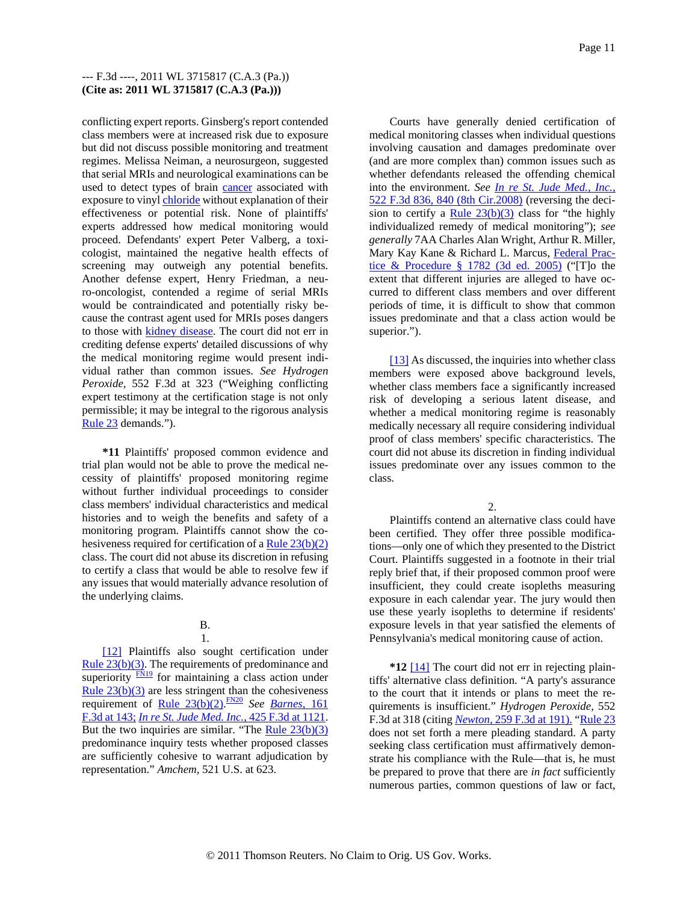conflicting expert reports. Ginsberg's report contended class members were at increased risk due to exposure but did not discuss possible monitoring and treatment regimes. Melissa Neiman, a neurosurgeon, suggested that serial MRIs and neurological examinations can be used to detect types of brain cancer associated with exposure to vinyl chloride without explanation of their effectiveness or potential risk. None of plaintiffs' experts addressed how medical monitoring would proceed. Defendants' expert Peter Valberg, a toxicologist, maintained the negative health effects of screening may outweigh any potential benefits. Another defense expert, Henry Friedman, a neuro-oncologist, contended a regime of serial MRIs would be contraindicated and potentially risky because the contrast agent used for MRIs poses dangers to those with kidney disease. The court did not err in crediting defense experts' detailed discussions of why the medical monitoring regime would present individual rather than common issues. *See Hydrogen Peroxide,* 552 F.3d at 323 ("Weighing conflicting expert testimony at the certification stage is not only permissible; it may be integral to the rigorous analysis Rule 23 demands.").

**\*11** Plaintiffs' proposed common evidence and trial plan would not be able to prove the medical necessity of plaintiffs' proposed monitoring regime without further individual proceedings to consider class members' individual characteristics and medical histories and to weigh the benefits and safety of a monitoring program. Plaintiffs cannot show the cohesiveness required for certification of a Rule 23(b)(2) class. The court did not abuse its discretion in refusing to certify a class that would be able to resolve few if any issues that would materially advance resolution of the underlying claims.

### B.

#### 1.

[12] Plaintiffs also sought certification under Rule 23(b)(3). The requirements of predominance and superiority [FN19] for maintaining a class action under Rule 23(b)(3) are less stringent than the cohesiveness requirement of Rule 23(b)(2).[FN20] *See Barnes,* 161 F.3d at 143; *In re St. Jude Med. Inc.,* 425 F.3d at 1121. But the two inquiries are similar. "The Rule 23(b)(3) predominance inquiry tests whether proposed classes are sufficiently cohesive to warrant adjudication by representation." *Amchem,* 521 U.S. at 623.

Courts have generally denied certification of medical monitoring classes when individual questions involving causation and damages predominate over (and are more complex than) common issues such as whether defendants released the offending chemical into the environment. *See In re St. Jude Med., Inc.,* 522 F.3d 836, 840 (8th Cir.2008) (reversing the decision to certify a Rule 23(b)(3) class for "the highly individualized remedy of medical monitoring"); *see generally* 7AA Charles Alan Wright, Arthur R. Miller, Mary Kay Kane & Richard L. Marcus, Federal Practice & Procedure § 1782 (3d ed. 2005) ("[T]o the extent that different injuries are alleged to have occurred to different class members and over different periods of time, it is difficult to show that common issues predominate and that a class action would be superior.").

[13] As discussed, the inquiries into whether class members were exposed above background levels, whether class members face a significantly increased risk of developing a serious latent disease, and whether a medical monitoring regime is reasonably medically necessary all require considering individual proof of class members' specific characteristics. The court did not abuse its discretion in finding individual issues predominate over any issues common to the class.

#### 2.

Plaintiffs contend an alternative class could have been certified. They offer three possible modifications—only one of which they presented to the District Court. Plaintiffs suggested in a footnote in their trial reply brief that, if their proposed common proof were insufficient, they could create isopleths measuring exposure in each calendar year. The jury would then use these yearly isopleths to determine if residents' exposure levels in that year satisfied the elements of Pennsylvania's medical monitoring cause of action.

**\*12** [14] The court did not err in rejecting plaintiffs' alternative class definition. "A party's assurance to the court that it intends or plans to meet the requirements is insufficient." *Hydrogen Peroxide,* 552 F.3d at 318 (citing *Newton,* 259 F.3d at 191). "Rule 23 does not set forth a mere pleading standard. A party seeking class certification must affirmatively demonstrate his compliance with the Rule—that is, he must be prepared to prove that there are *in fact* sufficiently numerous parties, common questions of law or fact,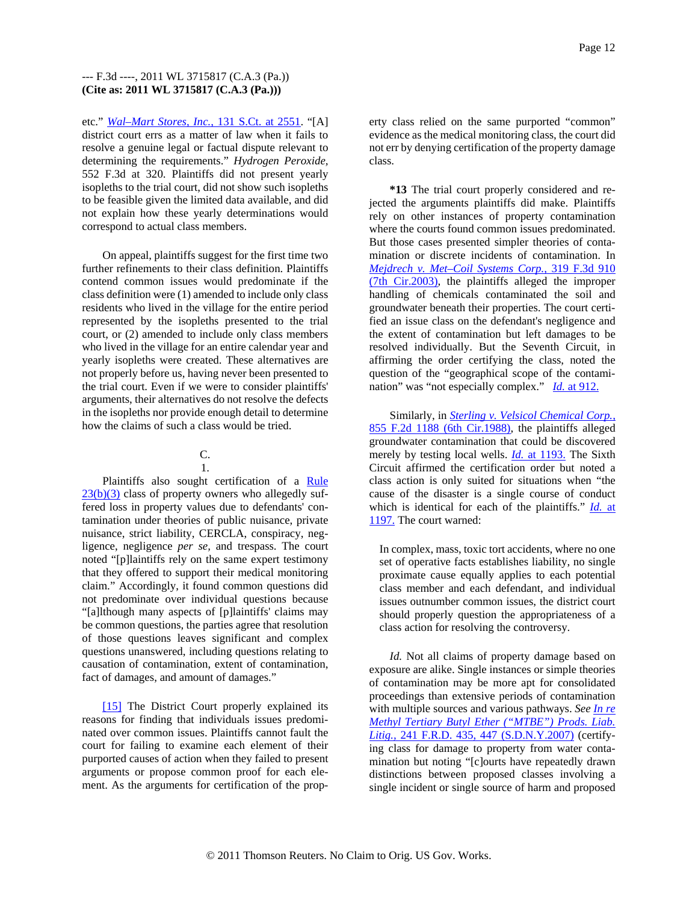etc." *Wal–Mart Stores, Inc.,* 131 S.Ct. at 2551. "[A] district court errs as a matter of law when it fails to resolve a genuine legal or factual dispute relevant to determining the requirements." *Hydrogen Peroxide,* 552 F.3d at 320. Plaintiffs did not present yearly isopleths to the trial court, did not show such isopleths to be feasible given the limited data available, and did not explain how these yearly determinations would correspond to actual class members.

On appeal, plaintiffs suggest for the first time two further refinements to their class definition. Plaintiffs contend common issues would predominate if the class definition were (1) amended to include only class residents who lived in the village for the entire period represented by the isopleths presented to the trial court, or (2) amended to include only class members who lived in the village for an entire calendar year and yearly isopleths were created. These alternatives are not properly before us, having never been presented to the trial court. Even if we were to consider plaintiffs' arguments, their alternatives do not resolve the defects in the isopleths nor provide enough detail to determine how the claims of such a class would be tried.

C.

1.

Plaintiffs also sought certification of a Rule 23(b)(3) class of property owners who allegedly suffered loss in property values due to defendants' contamination under theories of public nuisance, private nuisance, strict liability, CERCLA, conspiracy, negligence, negligence *per se,* and trespass. The court noted "[p]laintiffs rely on the same expert testimony that they offered to support their medical monitoring claim." Accordingly, it found common questions did not predominate over individual questions because "[a]lthough many aspects of [p]laintiffs' claims may be common questions, the parties agree that resolution of those questions leaves significant and complex questions unanswered, including questions relating to causation of contamination, extent of contamination, fact of damages, and amount of damages."

[15] The District Court properly explained its reasons for finding that individuals issues predominated over common issues. Plaintiffs cannot fault the court for failing to examine each element of their purported causes of action when they failed to present arguments or propose common proof for each element. As the arguments for certification of the property class relied on the same purported "common" evidence as the medical monitoring class, the court did not err by denying certification of the property damage class.

**\*13** The trial court properly considered and rejected the arguments plaintiffs did make. Plaintiffs rely on other instances of property contamination where the courts found common issues predominated. But those cases presented simpler theories of contamination or discrete incidents of contamination. In *Mejdrech v. Met–Coil Systems Corp.,* 319 F.3d 910 (7th Cir.2003), the plaintiffs alleged the improper handling of chemicals contaminated the soil and groundwater beneath their properties. The court certified an issue class on the defendant's negligence and the extent of contamination but left damages to be resolved individually. But the Seventh Circuit, in affirming the order certifying the class, noted the question of the "geographical scope of the contamination" was "not especially complex." *Id.* at 912.

Similarly, in *Sterling v. Velsicol Chemical Corp.,* 855 F.2d 1188 (6th Cir.1988), the plaintiffs alleged groundwater contamination that could be discovered merely by testing local wells. *Id.* at 1193. The Sixth Circuit affirmed the certification order but noted a class action is only suited for situations when "the cause of the disaster is a single course of conduct which is identical for each of the plaintiffs." *Id.* at 1197. The court warned:

> In complex, mass, toxic tort accidents, where no one set of operative facts establishes liability, no single proximate cause equally applies to each potential class member and each defendant, and individual issues outnumber common issues, the district court should properly question the appropriateness of a class action for resolving the controversy.

*Id.* Not all claims of property damage based on exposure are alike. Single instances or simple theories of contamination may be more apt for consolidated proceedings than extensive periods of contamination with multiple sources and various pathways. *See In re Methyl Tertiary Butyl Ether ("MTBE") Prods. Liab. Litig.,* 241 F.R.D. 435, 447 (S.D.N.Y.2007) (certifying class for damage to property from water contamination but noting "[c]ourts have repeatedly drawn distinctions between proposed classes involving a single incident or single source of harm and proposed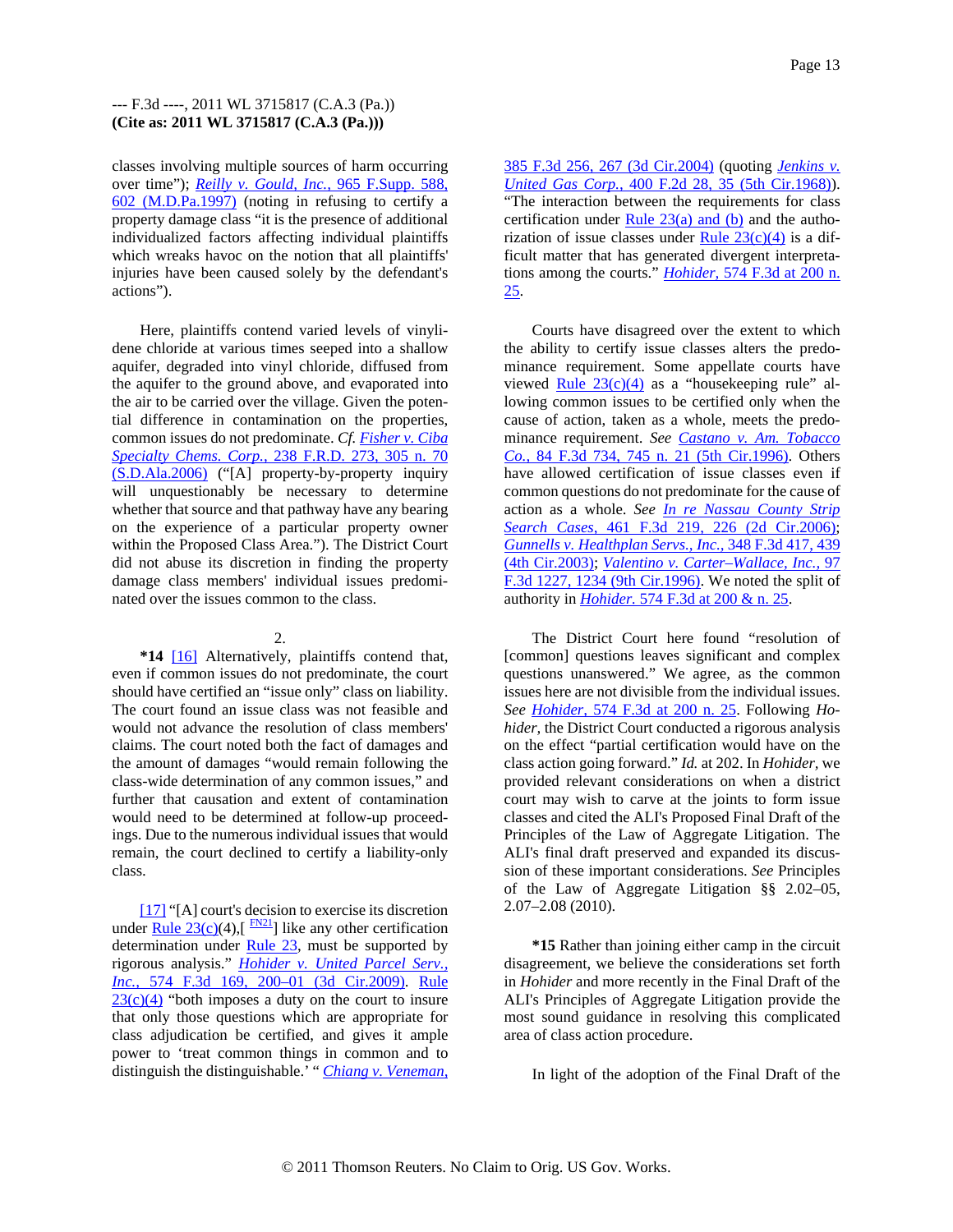classes involving multiple sources of harm occurring over time"); *Reilly v. Gould, Inc.,* 965 F.Supp. 588, 602 (M.D.Pa.1997) (noting in refusing to certify a property damage class "it is the presence of additional individualized factors affecting individual plaintiffs which wreaks havoc on the notion that all plaintiffs' injuries have been caused solely by the defendant's actions").

Here, plaintiffs contend varied levels of vinylidene chloride at various times seeped into a shallow aquifer, degraded into vinyl chloride, diffused from the aquifer to the ground above, and evaporated into the air to be carried over the village. Given the potential difference in contamination on the properties, common issues do not predominate. *Cf. Fisher v. Ciba Specialty Chems. Corp.,* 238 F.R.D. 273, 305 n. 70 (S.D.Ala.2006) ("[A] property-by-property inquiry will unquestionably be necessary to determine whether that source and that pathway have any bearing on the experience of a particular property owner within the Proposed Class Area."). The District Court did not abuse its discretion in finding the property damage class members' individual issues predominated over the issues common to the class.

2.

**\*14** [16] Alternatively, plaintiffs contend that, even if common issues do not predominate, the court should have certified an "issue only" class on liability. The court found an issue class was not feasible and would not advance the resolution of class members' claims. The court noted both the fact of damages and the amount of damages "would remain following the class-wide determination of any common issues," and further that causation and extent of contamination would need to be determined at follow-up proceedings. Due to the numerous individual issues that would remain, the court declined to certify a liability-only class.

[17] "[A] court's decision to exercise its discretion under Rule 23(c)(4),[FN21] like any other certification determination under Rule 23, must be supported by rigorous analysis." *Hohider v. United Parcel Serv., Inc.,* 574 F.3d 169, 200–01 (3d Cir.2009). Rule 23(c)(4) "both imposes a duty on the court to insure that only those questions which are appropriate for class adjudication be certified, and gives it ample power to 'treat common things in common and to distinguish the distinguishable.' " *Chiang v. Veneman,* 385 F.3d 256, 267 (3d Cir.2004) (quoting *Jenkins v. United Gas Corp.,* 400 F.2d 28, 35 (5th Cir.1968)). "The interaction between the requirements for class certification under Rule 23(a) and (b) and the authorization of issue classes under Rule 23(c)(4) is a difficult matter that has generated divergent interpretations among the courts." *Hohider,* 574 F.3d at 200 n. 25.

Courts have disagreed over the extent to which the ability to certify issue classes alters the predominance requirement. Some appellate courts have viewed Rule 23(c)(4) as a "housekeeping rule" allowing common issues to be certified only when the cause of action, taken as a whole, meets the predominance requirement. *See Castano v. Am. Tobacco Co.,* 84 F.3d 734, 745 n. 21 (5th Cir.1996). Others have allowed certification of issue classes even if common questions do not predominate for the cause of action as a whole. *See In re Nassau County Strip Search Cases,* 461 F.3d 219, 226 (2d Cir.2006); *Gunnells v. Healthplan Servs., Inc.,* 348 F.3d 417, 439 (4th Cir.2003); *Valentino v. Carter–Wallace, Inc.,* 97 F.3d 1227, 1234 (9th Cir.1996). We noted the split of authority in *Hohider.* 574 F.3d at 200 & n. 25.

The District Court here found "resolution of [common] questions leaves significant and complex questions unanswered." We agree, as the common issues here are not divisible from the individual issues. *See Hohider,* 574 F.3d at 200 n. 25. Following *Hohider,* the District Court conducted a rigorous analysis on the effect "partial certification would have on the class action going forward." *Id.* at 202. In *Hohider,* we provided relevant considerations on when a district court may wish to carve at the joints to form issue classes and cited the ALI's Proposed Final Draft of the Principles of the Law of Aggregate Litigation. The ALI's final draft preserved and expanded its discussion of these important considerations. *See* Principles of the Law of Aggregate Litigation §§ 2.02–05, 2.07–2.08 (2010).

**\*15** Rather than joining either camp in the circuit disagreement, we believe the considerations set forth in *Hohider* and more recently in the Final Draft of the ALI's Principles of Aggregate Litigation provide the most sound guidance in resolving this complicated area of class action procedure.

In light of the adoption of the Final Draft of the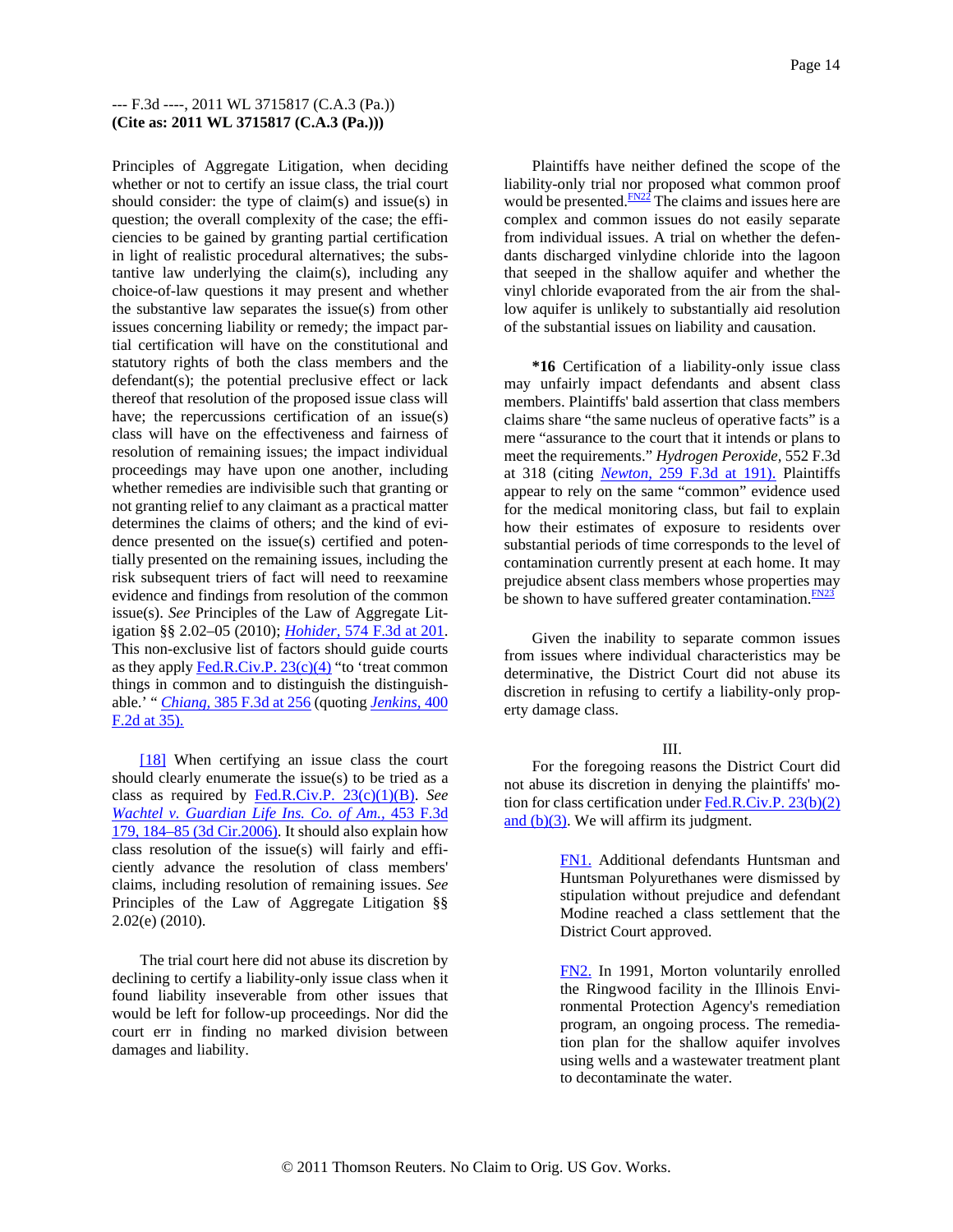Principles of Aggregate Litigation, when deciding whether or not to certify an issue class, the trial court should consider: the type of claim(s) and issue(s) in question; the overall complexity of the case; the efficiencies to be gained by granting partial certification in light of realistic procedural alternatives; the substantive law underlying the claim(s), including any choice-of-law questions it may present and whether the substantive law separates the issue(s) from other issues concerning liability or remedy; the impact partial certification will have on the constitutional and statutory rights of both the class members and the defendant(s); the potential preclusive effect or lack thereof that resolution of the proposed issue class will have; the repercussions certification of an issue(s) class will have on the effectiveness and fairness of resolution of remaining issues; the impact individual proceedings may have upon one another, including whether remedies are indivisible such that granting or not granting relief to any claimant as a practical matter determines the claims of others; and the kind of evidence presented on the issue(s) certified and potentially presented on the remaining issues, including the risk subsequent triers of fact will need to reexamine evidence and findings from resolution of the common issue(s). *See* Principles of the Law of Aggregate Litigation §§ 2.02–05 (2010); *Hohider,* 574 F.3d at 201. This non-exclusive list of factors should guide courts as they apply Fed.R.Civ.P. 23(c)(4) "to 'treat common things in common and to distinguish the distinguishable.' " *Chiang,* 385 F.3d at 256 (quoting *Jenkins,* 400 F.2d at 35).

[18] When certifying an issue class the court should clearly enumerate the issue(s) to be tried as a class as required by Fed.R.Civ.P. 23(c)(1)(B). *See Wachtel v. Guardian Life Ins. Co. of Am.,* 453 F.3d 179, 184–85 (3d Cir.2006). It should also explain how class resolution of the issue(s) will fairly and efficiently advance the resolution of class members' claims, including resolution of remaining issues. *See* Principles of the Law of Aggregate Litigation §§ 2.02(e) (2010).

The trial court here did not abuse its discretion by declining to certify a liability-only issue class when it found liability inseverable from other issues that would be left for follow-up proceedings. Nor did the court err in finding no marked division between damages and liability.

Plaintiffs have neither defined the scope of the liability-only trial nor proposed what common proof would be presented.[FN22] The claims and issues here are complex and common issues do not easily separate from individual issues. A trial on whether the defendants discharged vinlydine chloride into the lagoon that seeped in the shallow aquifer and whether the vinyl chloride evaporated from the air from the shallow aquifer is unlikely to substantially aid resolution of the substantial issues on liability and causation.

**\*16** Certification of a liability-only issue class may unfairly impact defendants and absent class members. Plaintiffs' bald assertion that class members claims share "the same nucleus of operative facts" is a mere "assurance to the court that it intends or plans to meet the requirements." *Hydrogen Peroxide,* 552 F.3d at 318 (citing *Newton,* 259 F.3d at 191). Plaintiffs appear to rely on the same "common" evidence used for the medical monitoring class, but fail to explain how their estimates of exposure to residents over substantial periods of time corresponds to the level of contamination currently present at each home. It may prejudice absent class members whose properties may be shown to have suffered greater contamination.[FN23]

Given the inability to separate common issues from issues where individual characteristics may be determinative, the District Court did not abuse its discretion in refusing to certify a liability-only property damage class.

III.

For the foregoing reasons the District Court did not abuse its discretion in denying the plaintiffs' motion for class certification under Fed.R.Civ.P. 23(b)(2) and (b)(3). We will affirm its judgment.

FN1. Additional defendants Huntsman and Huntsman Polyurethanes were dismissed by stipulation without prejudice and defendant Modine reached a class settlement that the District Court approved.

FN2. In 1991, Morton voluntarily enrolled the Ringwood facility in the Illinois Environmental Protection Agency's remediation program, an ongoing process. The remediation plan for the shallow aquifer involves using wells and a wastewater treatment plant to decontaminate the water.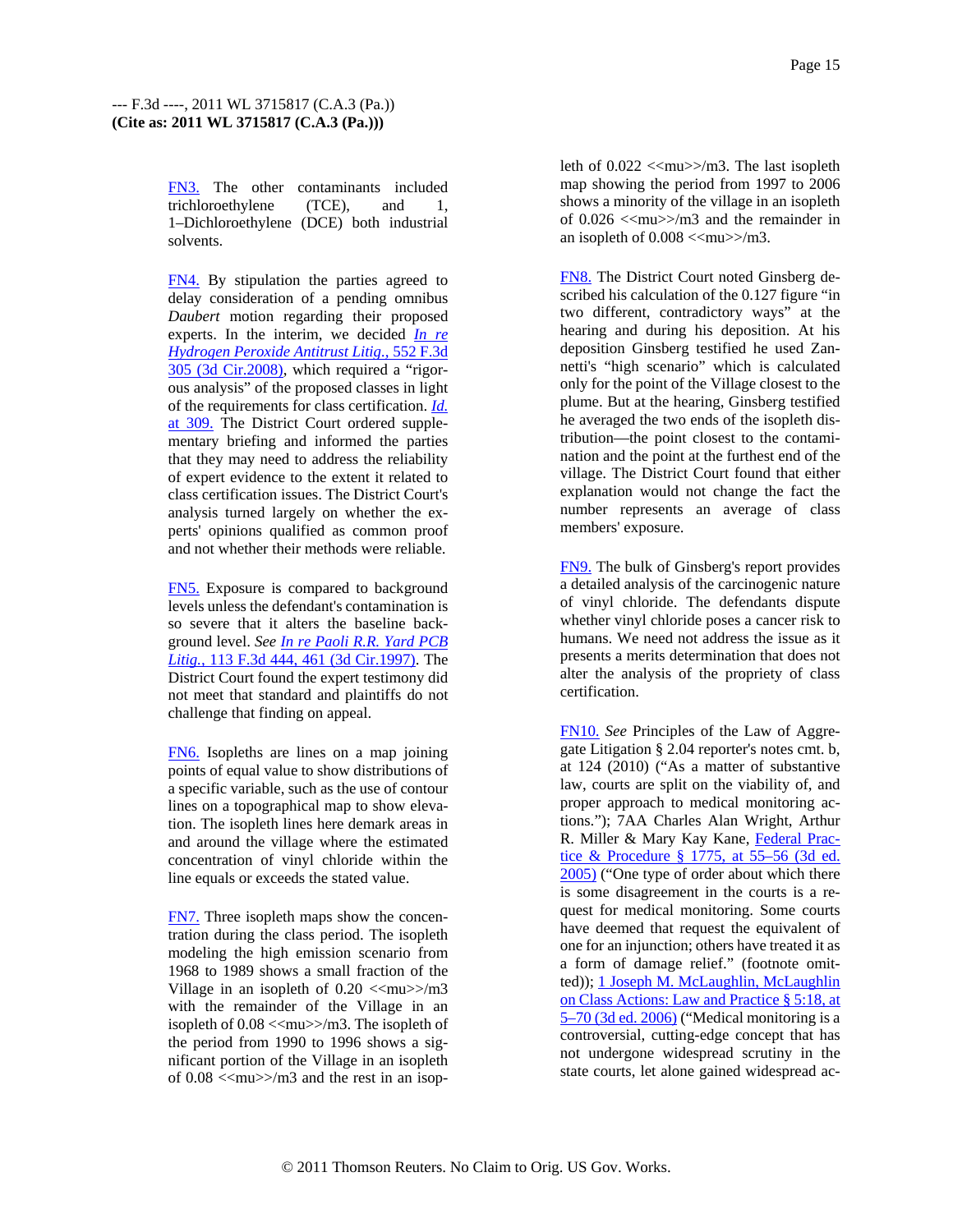FN3. The other contaminants included trichloroethylene (TCE), and 1, 1–Dichloroethylene (DCE) both industrial solvents.

FN4. By stipulation the parties agreed to delay consideration of a pending omnibus *Daubert* motion regarding their proposed experts. In the interim, we decided *In re Hydrogen Peroxide Antitrust Litig.*, 552 F.3d 305 (3d Cir.2008), which required a "rigorous analysis" of the proposed classes in light of the requirements for class certification. *Id.* at 309. The District Court ordered supplementary briefing and informed the parties that they may need to address the reliability of expert evidence to the extent it related to class certification issues. The District Court's analysis turned largely on whether the experts' opinions qualified as common proof and not whether their methods were reliable.

FN5. Exposure is compared to background levels unless the defendant's contamination is so severe that it alters the baseline background level. *See In re Paoli R.R. Yard PCB Litig.*, 113 F.3d 444, 461 (3d Cir.1997). The District Court found the expert testimony did not meet that standard and plaintiffs do not challenge that finding on appeal.

FN6. Isopleths are lines on a map joining points of equal value to show distributions of a specific variable, such as the use of contour lines on a topographical map to show elevation. The isopleth lines here demark areas in and around the village where the estimated concentration of vinyl chloride within the line equals or exceeds the stated value.

FN7. Three isopleth maps show the concentration during the class period. The isopleth modeling the high emission scenario from 1968 to 1989 shows a small fraction of the Village in an isopleth of 0.20 <<mu>>/m3 with the remainder of the Village in an isopleth of 0.08 <<mu>>/m3. The isopleth of the period from 1990 to 1996 shows a significant portion of the Village in an isopleth of 0.08 <<mu>>/m3 and the rest in an isopleth of 0.022 <<mu>>/m3. The last isopleth map showing the period from 1997 to 2006 shows a minority of the village in an isopleth of 0.026 <<mu>>/m3 and the remainder in an isopleth of 0.008 <<mu>>/m3.

FN8. The District Court noted Ginsberg described his calculation of the 0.127 figure "in two different, contradictory ways" at the hearing and during his deposition. At his deposition Ginsberg testified he used Zannetti's "high scenario" which is calculated only for the point of the Village closest to the plume. But at the hearing, Ginsberg testified he averaged the two ends of the isopleth distribution—the point closest to the contamination and the point at the furthest end of the village. The District Court found that either explanation would not change the fact the number represents an average of class members' exposure.

FN9. The bulk of Ginsberg's report provides a detailed analysis of the carcinogenic nature of vinyl chloride. The defendants dispute whether vinyl chloride poses a cancer risk to humans. We need not address the issue as it presents a merits determination that does not alter the analysis of the propriety of class certification.

FN10. *See* Principles of the Law of Aggregate Litigation § 2.04 reporter's notes cmt. b, at 124 (2010) ("As a matter of substantive law, courts are split on the viability of, and proper approach to medical monitoring actions."); 7AA Charles Alan Wright, Arthur R. Miller & Mary Kay Kane, Federal Practice & Procedure § 1775, at 55–56 (3d ed. 2005) ("One type of order about which there is some disagreement in the courts is a request for medical monitoring. Some courts have deemed that request the equivalent of one for an injunction; others have treated it as a form of damage relief." (footnote omitted)); 1 Joseph M. McLaughlin, McLaughlin on Class Actions: Law and Practice § 5:18, at 5–70 (3d ed. 2006) ("Medical monitoring is a controversial, cutting-edge concept that has not undergone widespread scrutiny in the state courts, let alone gained widespread ac-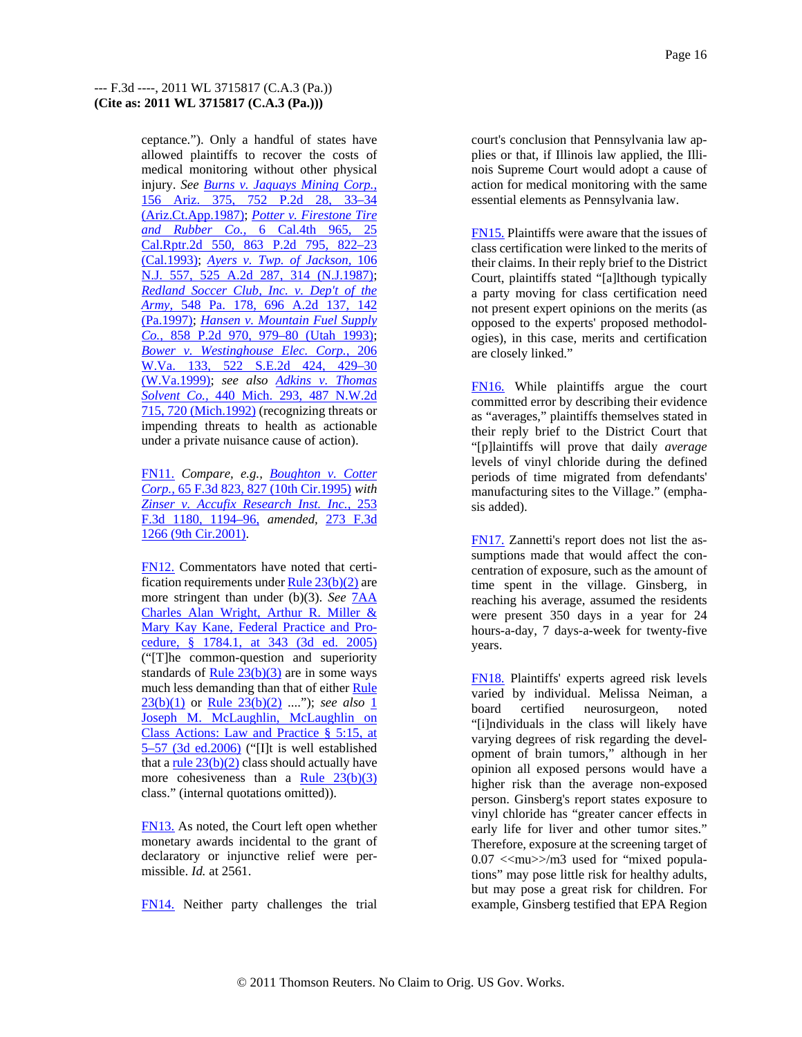ceptance."). Only a handful of states have allowed plaintiffs to recover the costs of medical monitoring without other physical injury. *See Burns v. Jaquays Mining Corp.,* 156 Ariz. 375, 752 P.2d 28, 33–34 (Ariz.Ct.App.1987); *Potter v. Firestone Tire and Rubber Co.,* 6 Cal.4th 965, 25 Cal.Rptr.2d 550, 863 P.2d 795, 822–23 (Cal.1993); *Ayers v. Twp. of Jackson,* 106 N.J. 557, 525 A.2d 287, 314 (N.J.1987); *Redland Soccer Club, Inc. v. Dep't of the Army,* 548 Pa. 178, 696 A.2d 137, 142 (Pa.1997); *Hansen v. Mountain Fuel Supply Co.,* 858 P.2d 970, 979–80 (Utah 1993); *Bower v. Westinghouse Elec. Corp.,* 206 W.Va. 133, 522 S.E.2d 424, 429–30 (W.Va.1999); *see also Adkins v. Thomas Solvent Co.,* 440 Mich. 293, 487 N.W.2d 715, 720 (Mich.1992) (recognizing threats or impending threats to health as actionable under a private nuisance cause of action).

FN11. *Compare, e.g., Boughton v. Cotter Corp.,* 65 F.3d 823, 827 (10th Cir.1995) *with Zinser v. Accufix Research Inst. Inc.,* 253 F.3d 1180, 1194–96, *amended,* 273 F.3d 1266 (9th Cir.2001).

FN12. Commentators have noted that certification requirements under Rule 23(b)(2) are more stringent than under (b)(3). *See* 7AA Charles Alan Wright, Arthur R. Miller & Mary Kay Kane, Federal Practice and Procedure, § 1784.1, at 343 (3d ed. 2005) ("[T]he common-question and superiority standards of Rule 23(b)(3) are in some ways much less demanding than that of either Rule 23(b)(1) or Rule 23(b)(2) ...."); *see also* 1 Joseph M. McLaughlin, McLaughlin on Class Actions: Law and Practice § 5:15, at 5–57 (3d ed.2006) ("[I]t is well established that a rule 23(b)(2) class should actually have more cohesiveness than a Rule 23(b)(3) class." (internal quotations omitted)).

FN13. As noted, the Court left open whether monetary awards incidental to the grant of declaratory or injunctive relief were permissible. *Id.* at 2561.

FN14. Neither party challenges the trial court's conclusion that Pennsylvania law applies or that, if Illinois law applied, the Illinois Supreme Court would adopt a cause of action for medical monitoring with the same essential elements as Pennsylvania law.

FN15. Plaintiffs were aware that the issues of class certification were linked to the merits of their claims. In their reply brief to the District Court, plaintiffs stated "[a]lthough typically a party moving for class certification need not present expert opinions on the merits (as opposed to the experts' proposed methodologies), in this case, merits and certification are closely linked."

FN16. While plaintiffs argue the court committed error by describing their evidence as "averages," plaintiffs themselves stated in their reply brief to the District Court that "[p]laintiffs will prove that daily *average* levels of vinyl chloride during the defined periods of time migrated from defendants' manufacturing sites to the Village." (emphasis added).

FN17. Zannetti's report does not list the assumptions made that would affect the concentration of exposure, such as the amount of time spent in the village. Ginsberg, in reaching his average, assumed the residents were present 350 days in a year for 24 hours-a-day, 7 days-a-week for twenty-five years.

FN18. Plaintiffs' experts agreed risk levels varied by individual. Melissa Neiman, a board certified neurosurgeon, noted "[i]ndividuals in the class will likely have varying degrees of risk regarding the development of brain tumors," although in her opinion all exposed persons would have a higher risk than the average non-exposed person. Ginsberg's report states exposure to vinyl chloride has "greater cancer effects in early life for liver and other tumor sites." Therefore, exposure at the screening target of 0.07 <<mu>>/m3 used for "mixed populations" may pose little risk for healthy adults, but may pose a great risk for children. For example, Ginsberg testified that EPA Region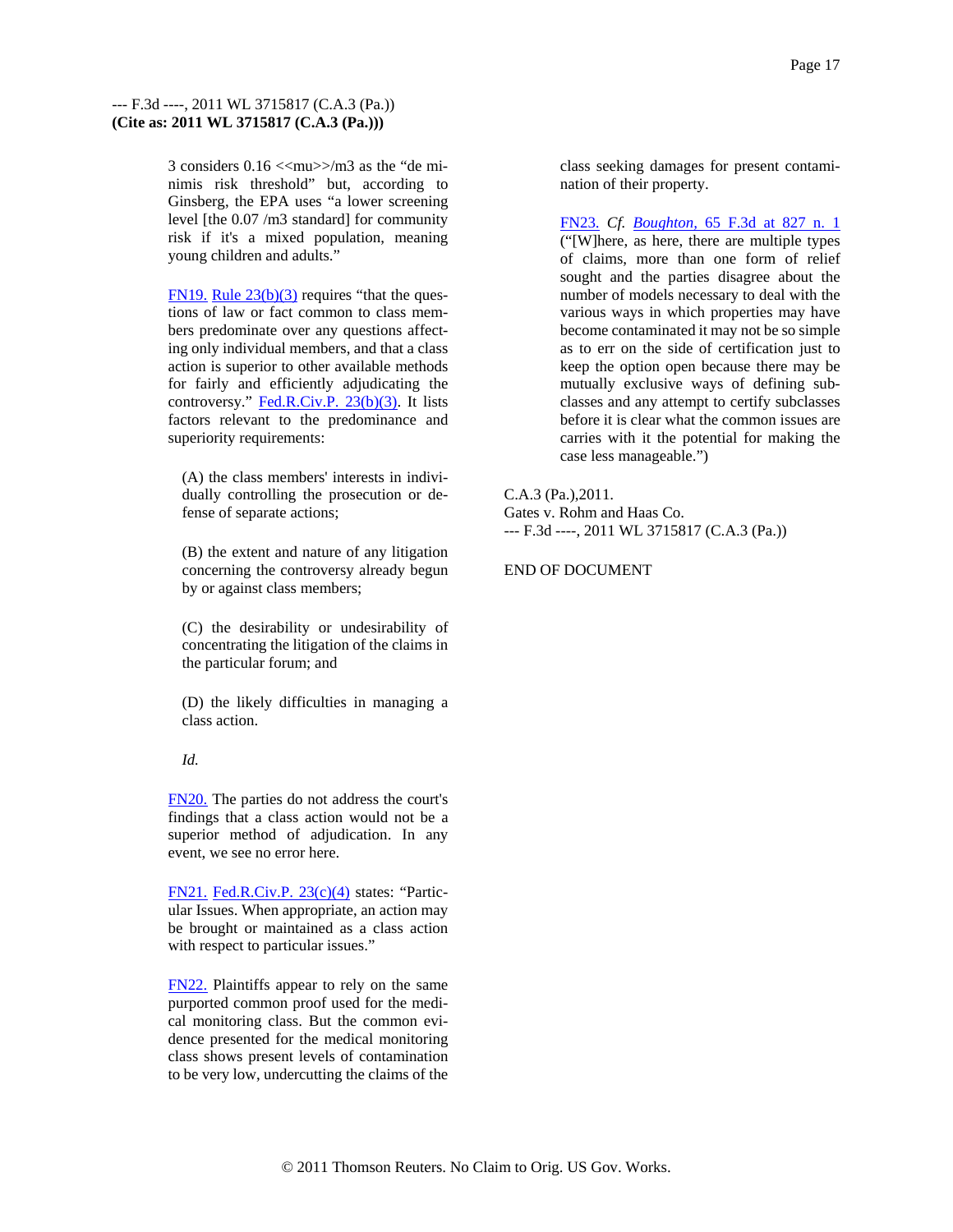3 considers 0.16 <<mu>>/m3 as the "de minimis risk threshold" but, according to Ginsberg, the EPA uses "a lower screening level [the 0.07 /m3 standard] for community risk if it's a mixed population, meaning young children and adults."

FN19. Rule 23(b)(3) requires "that the questions of law or fact common to class members predominate over any questions affecting only individual members, and that a class action is superior to other available methods for fairly and efficiently adjudicating the controversy." Fed.R.Civ.P. 23(b)(3). It lists factors relevant to the predominance and superiority requirements:

> (A) the class members' interests in individually controlling the prosecution or defense of separate actions;
>
> (B) the extent and nature of any litigation concerning the controversy already begun by or against class members;
>
> (C) the desirability or undesirability of concentrating the litigation of the claims in the particular forum; and
>
> (D) the likely difficulties in managing a class action.
>
> *Id.*

FN20. The parties do not address the court's findings that a class action would not be a superior method of adjudication. In any event, we see no error here.

FN21. Fed.R.Civ.P. 23(c)(4) states: "Particular Issues. When appropriate, an action may be brought or maintained as a class action with respect to particular issues."

FN22. Plaintiffs appear to rely on the same purported common proof used for the medical monitoring class. But the common evidence presented for the medical monitoring class shows present levels of contamination to be very low, undercutting the claims of the class seeking damages for present contamination of their property.

FN23. *Cf. Boughton,* 65 F.3d at 827 n. 1 ("[W]here, as here, there are multiple types of claims, more than one form of relief sought and the parties disagree about the number of models necessary to deal with the various ways in which properties may have become contaminated it may not be so simple as to err on the side of certification just to keep the option open because there may be mutually exclusive ways of defining subclasses and any attempt to certify subclasses before it is clear what the common issues are carries with it the potential for making the case less manageable.")

C.A.3 (Pa.),2011.
Gates v. Rohm and Haas Co.
--- F.3d ----, 2011 WL 3715817 (C.A.3 (Pa.))

END OF DOCUMENT